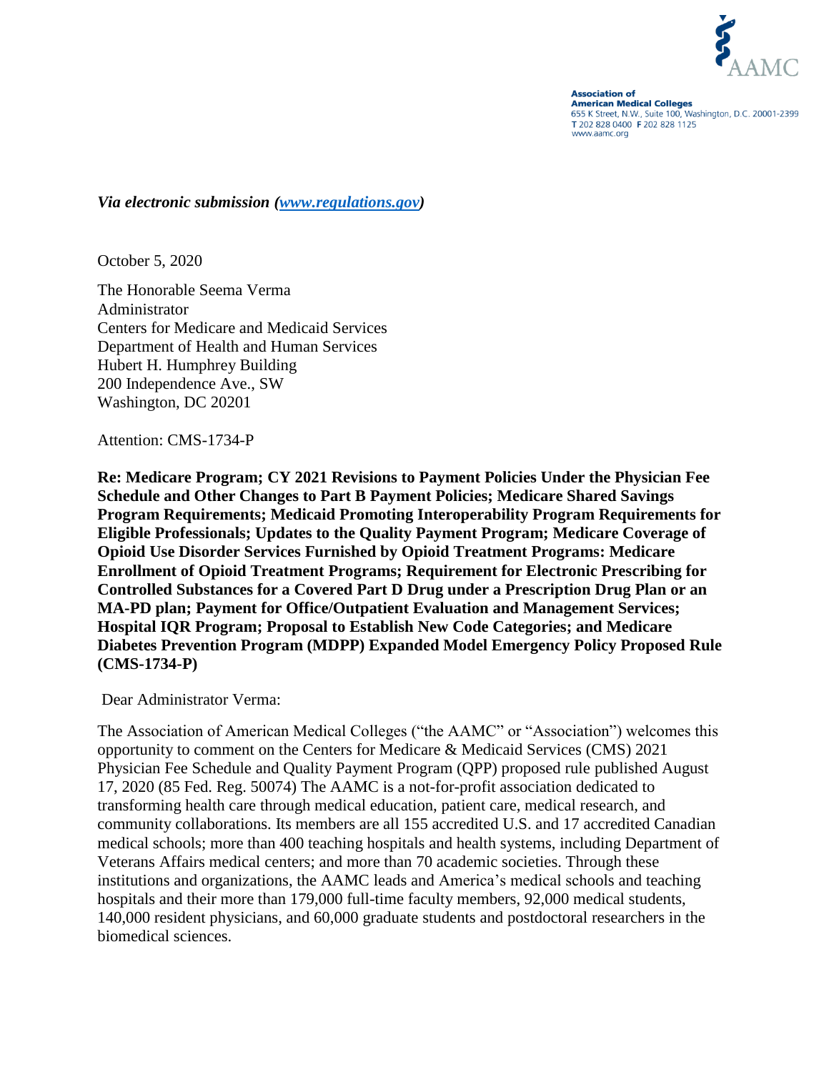AAMC

**Association of American Medical Colleges**
655 K Street, N.W., Suite 100, Washington, D.C. 20001-2399
T 202 828 0400 F 202 828 1125
www.aamc.org

***Via electronic submission ([www.regulations.gov](www.regulations.gov))***

October 5, 2020

The Honorable Seema Verma
Administrator
Centers for Medicare and Medicaid Services
Department of Health and Human Services
Hubert H. Humphrey Building
200 Independence Ave., SW
Washington, DC 20201

Attention: CMS-1734-P

**Re: Medicare Program; CY 2021 Revisions to Payment Policies Under the Physician Fee Schedule and Other Changes to Part B Payment Policies; Medicare Shared Savings Program Requirements; Medicaid Promoting Interoperability Program Requirements for Eligible Professionals; Updates to the Quality Payment Program; Medicare Coverage of Opioid Use Disorder Services Furnished by Opioid Treatment Programs: Medicare Enrollment of Opioid Treatment Programs; Requirement for Electronic Prescribing for Controlled Substances for a Covered Part D Drug under a Prescription Drug Plan or an MA-PD plan; Payment for Office/Outpatient Evaluation and Management Services; Hospital IQR Program; Proposal to Establish New Code Categories; and Medicare Diabetes Prevention Program (MDPP) Expanded Model Emergency Policy Proposed Rule (CMS-1734-P)**

Dear Administrator Verma:

The Association of American Medical Colleges ("the AAMC" or "Association") welcomes this opportunity to comment on the Centers for Medicare & Medicaid Services (CMS) 2021 Physician Fee Schedule and Quality Payment Program (QPP) proposed rule published August 17, 2020 (85 Fed. Reg. 50074) The AAMC is a not-for-profit association dedicated to transforming health care through medical education, patient care, medical research, and community collaborations. Its members are all 155 accredited U.S. and 17 accredited Canadian medical schools; more than 400 teaching hospitals and health systems, including Department of Veterans Affairs medical centers; and more than 70 academic societies. Through these institutions and organizations, the AAMC leads and America's medical schools and teaching hospitals and their more than 179,000 full-time faculty members, 92,000 medical students, 140,000 resident physicians, and 60,000 graduate students and postdoctoral researchers in the biomedical sciences.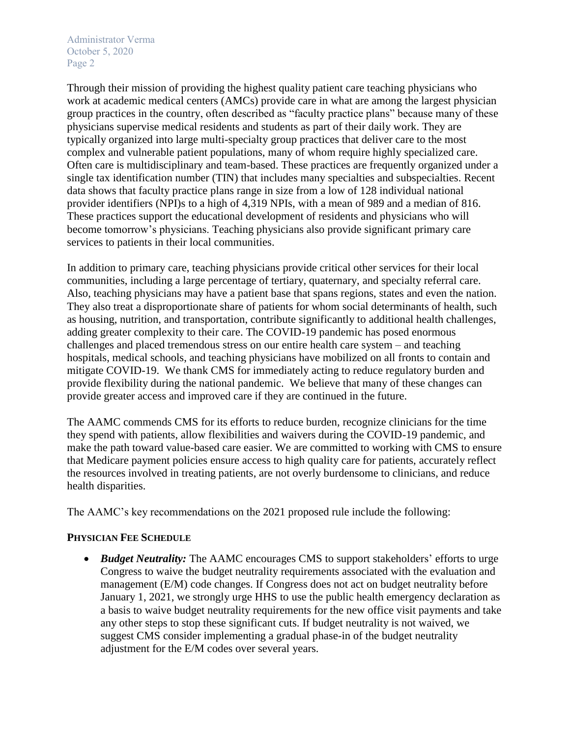Through their mission of providing the highest quality patient care teaching physicians who work at academic medical centers (AMCs) provide care in what are among the largest physician group practices in the country, often described as "faculty practice plans" because many of these physicians supervise medical residents and students as part of their daily work. They are typically organized into large multi-specialty group practices that deliver care to the most complex and vulnerable patient populations, many of whom require highly specialized care. Often care is multidisciplinary and team-based. These practices are frequently organized under a single tax identification number (TIN) that includes many specialties and subspecialties. Recent data shows that faculty practice plans range in size from a low of 128 individual national provider identifiers (NPI)s to a high of 4,319 NPIs, with a mean of 989 and a median of 816. These practices support the educational development of residents and physicians who will become tomorrow's physicians. Teaching physicians also provide significant primary care services to patients in their local communities.

In addition to primary care, teaching physicians provide critical other services for their local communities, including a large percentage of tertiary, quaternary, and specialty referral care. Also, teaching physicians may have a patient base that spans regions, states and even the nation. They also treat a disproportionate share of patients for whom social determinants of health, such as housing, nutrition, and transportation, contribute significantly to additional health challenges, adding greater complexity to their care. The COVID-19 pandemic has posed enormous challenges and placed tremendous stress on our entire health care system – and teaching hospitals, medical schools, and teaching physicians have mobilized on all fronts to contain and mitigate COVID-19. We thank CMS for immediately acting to reduce regulatory burden and provide flexibility during the national pandemic. We believe that many of these changes can provide greater access and improved care if they are continued in the future.

The AAMC commends CMS for its efforts to reduce burden, recognize clinicians for the time they spend with patients, allow flexibilities and waivers during the COVID-19 pandemic, and make the path toward value-based care easier. We are committed to working with CMS to ensure that Medicare payment policies ensure access to high quality care for patients, accurately reflect the resources involved in treating patients, are not overly burdensome to clinicians, and reduce health disparities.

The AAMC's key recommendations on the 2021 proposed rule include the following:

**PHYSICIAN FEE SCHEDULE**

- ***Budget Neutrality:*** The AAMC encourages CMS to support stakeholders' efforts to urge Congress to waive the budget neutrality requirements associated with the evaluation and management (E/M) code changes. If Congress does not act on budget neutrality before January 1, 2021, we strongly urge HHS to use the public health emergency declaration as a basis to waive budget neutrality requirements for the new office visit payments and take any other steps to stop these significant cuts. If budget neutrality is not waived, we suggest CMS consider implementing a gradual phase-in of the budget neutrality adjustment for the E/M codes over several years.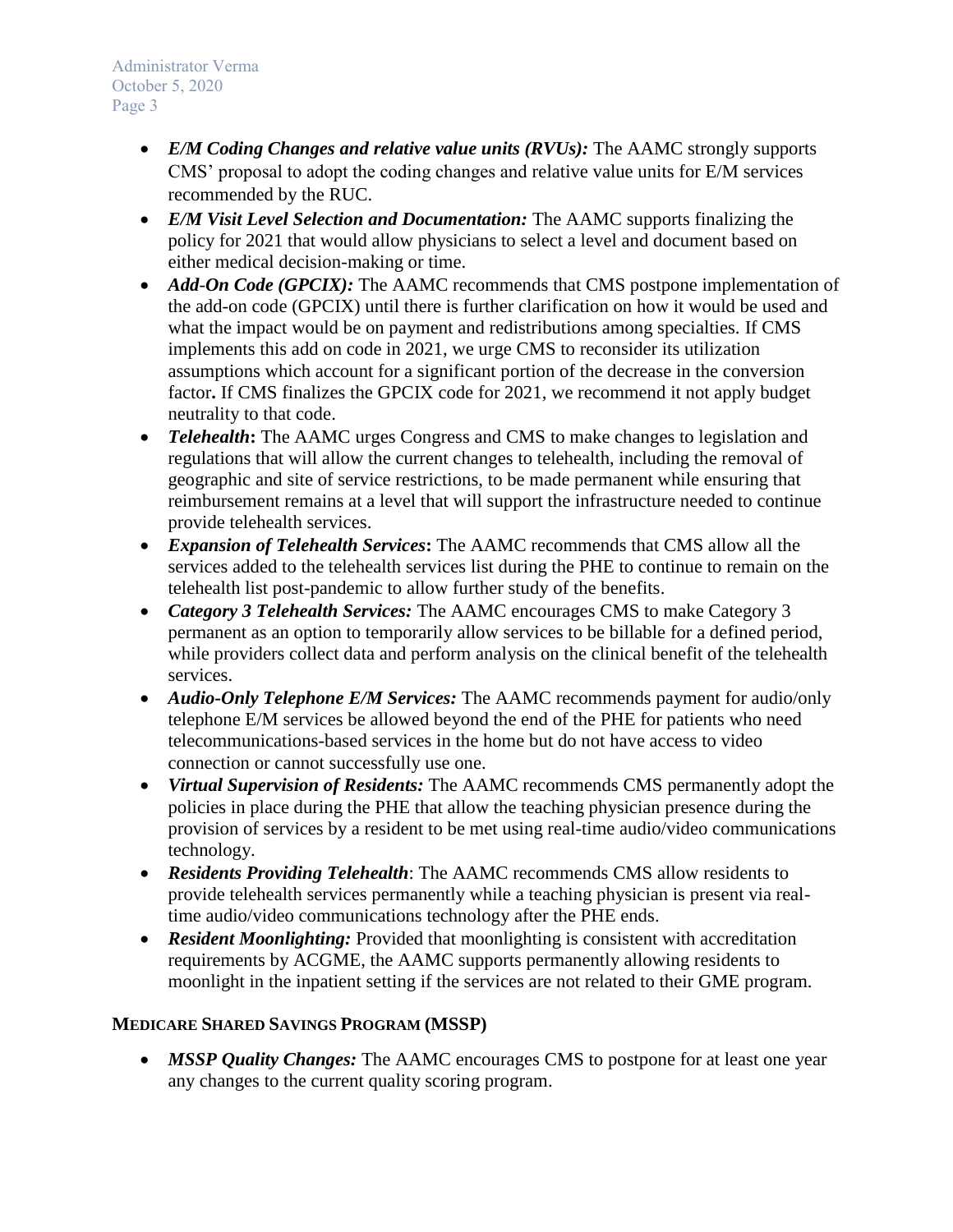- ***E/M Coding Changes and relative value units (RVUs):*** The AAMC strongly supports CMS' proposal to adopt the coding changes and relative value units for E/M services recommended by the RUC.
- ***E/M Visit Level Selection and Documentation:*** The AAMC supports finalizing the policy for 2021 that would allow physicians to select a level and document based on either medical decision-making or time.
- ***Add-On Code (GPCIX):*** The AAMC recommends that CMS postpone implementation of the add-on code (GPCIX) until there is further clarification on how it would be used and what the impact would be on payment and redistributions among specialties. If CMS implements this add on code in 2021, we urge CMS to reconsider its utilization assumptions which account for a significant portion of the decrease in the conversion factor**.** If CMS finalizes the GPCIX code for 2021, we recommend it not apply budget neutrality to that code.
- ***Telehealth*****:** The AAMC urges Congress and CMS to make changes to legislation and regulations that will allow the current changes to telehealth, including the removal of geographic and site of service restrictions, to be made permanent while ensuring that reimbursement remains at a level that will support the infrastructure needed to continue provide telehealth services.
- ***Expansion of Telehealth Services*****:** The AAMC recommends that CMS allow all the services added to the telehealth services list during the PHE to continue to remain on the telehealth list post-pandemic to allow further study of the benefits.
- ***Category 3 Telehealth Services:*** The AAMC encourages CMS to make Category 3 permanent as an option to temporarily allow services to be billable for a defined period, while providers collect data and perform analysis on the clinical benefit of the telehealth services.
- ***Audio-Only Telephone E/M Services:*** The AAMC recommends payment for audio/only telephone E/M services be allowed beyond the end of the PHE for patients who need telecommunications-based services in the home but do not have access to video connection or cannot successfully use one.
- ***Virtual Supervision of Residents:*** The AAMC recommends CMS permanently adopt the policies in place during the PHE that allow the teaching physician presence during the provision of services by a resident to be met using real-time audio/video communications technology.
- ***Residents Providing Telehealth***: The AAMC recommends CMS allow residents to provide telehealth services permanently while a teaching physician is present via real-time audio/video communications technology after the PHE ends.
- ***Resident Moonlighting:*** Provided that moonlighting is consistent with accreditation requirements by ACGME, the AAMC supports permanently allowing residents to moonlight in the inpatient setting if the services are not related to their GME program.

**MEDICARE SHARED SAVINGS PROGRAM (MSSP)**

- ***MSSP Quality Changes:*** The AAMC encourages CMS to postpone for at least one year any changes to the current quality scoring program.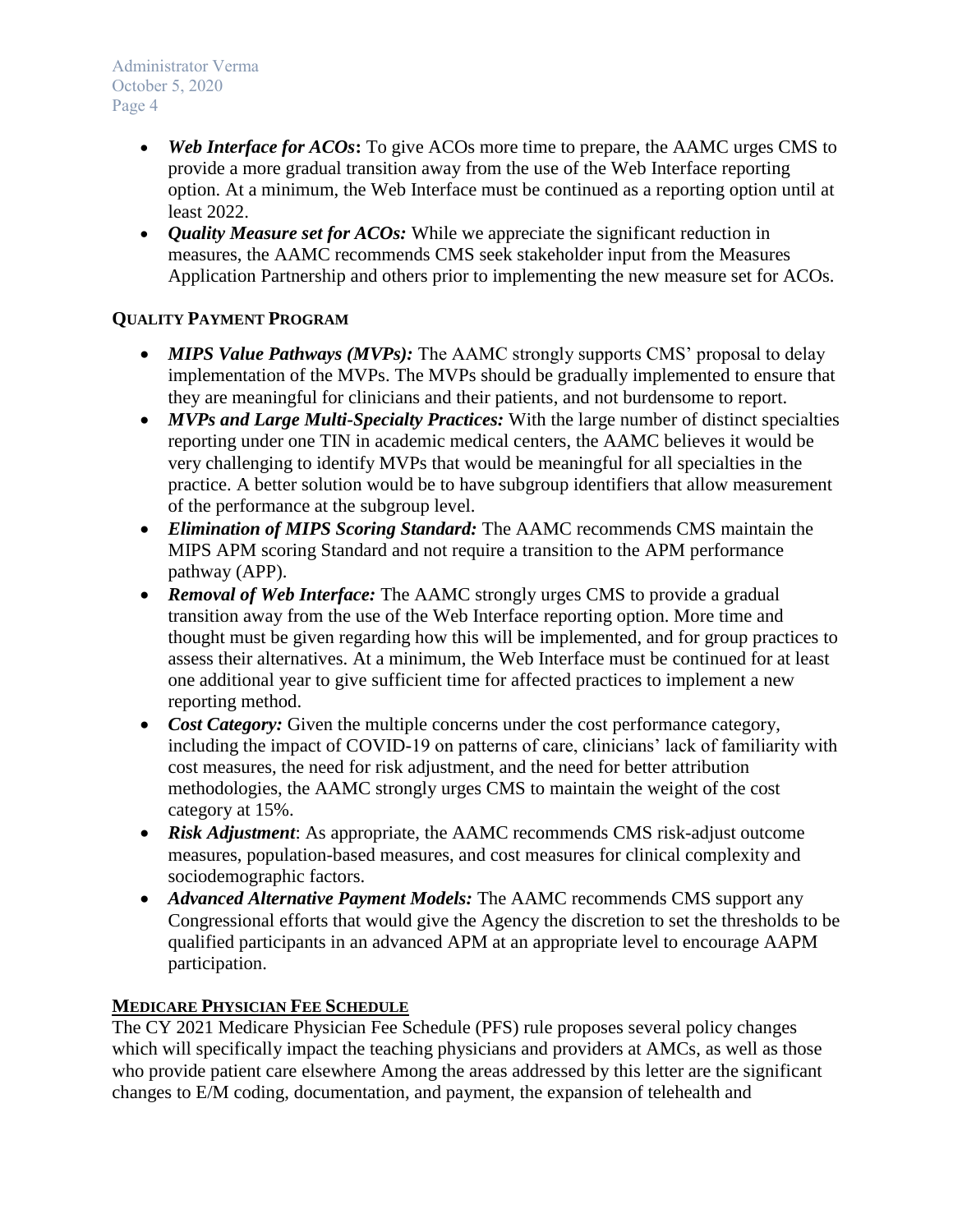- ***Web Interface for ACOs*****:** To give ACOs more time to prepare, the AAMC urges CMS to provide a more gradual transition away from the use of the Web Interface reporting option. At a minimum, the Web Interface must be continued as a reporting option until at least 2022.
- ***Quality Measure set for ACOs:*** While we appreciate the significant reduction in measures, the AAMC recommends CMS seek stakeholder input from the Measures Application Partnership and others prior to implementing the new measure set for ACOs.

## QUALITY PAYMENT PROGRAM

- ***MIPS Value Pathways (MVPs):*** The AAMC strongly supports CMS' proposal to delay implementation of the MVPs. The MVPs should be gradually implemented to ensure that they are meaningful for clinicians and their patients, and not burdensome to report.
- ***MVPs and Large Multi-Specialty Practices:*** With the large number of distinct specialties reporting under one TIN in academic medical centers, the AAMC believes it would be very challenging to identify MVPs that would be meaningful for all specialties in the practice. A better solution would be to have subgroup identifiers that allow measurement of the performance at the subgroup level.
- ***Elimination of MIPS Scoring Standard:*** The AAMC recommends CMS maintain the MIPS APM scoring Standard and not require a transition to the APM performance pathway (APP).
- ***Removal of Web Interface:*** The AAMC strongly urges CMS to provide a gradual transition away from the use of the Web Interface reporting option. More time and thought must be given regarding how this will be implemented, and for group practices to assess their alternatives. At a minimum, the Web Interface must be continued for at least one additional year to give sufficient time for affected practices to implement a new reporting method.
- ***Cost Category:*** Given the multiple concerns under the cost performance category, including the impact of COVID-19 on patterns of care, clinicians' lack of familiarity with cost measures, the need for risk adjustment, and the need for better attribution methodologies, the AAMC strongly urges CMS to maintain the weight of the cost category at 15%.
- ***Risk Adjustment***: As appropriate, the AAMC recommends CMS risk-adjust outcome measures, population-based measures, and cost measures for clinical complexity and sociodemographic factors.
- ***Advanced Alternative Payment Models:*** The AAMC recommends CMS support any Congressional efforts that would give the Agency the discretion to set the thresholds to be qualified participants in an advanced APM at an appropriate level to encourage AAPM participation.

## MEDICARE PHYSICIAN FEE SCHEDULE

The CY 2021 Medicare Physician Fee Schedule (PFS) rule proposes several policy changes which will specifically impact the teaching physicians and providers at AMCs, as well as those who provide patient care elsewhere Among the areas addressed by this letter are the significant changes to E/M coding, documentation, and payment, the expansion of telehealth and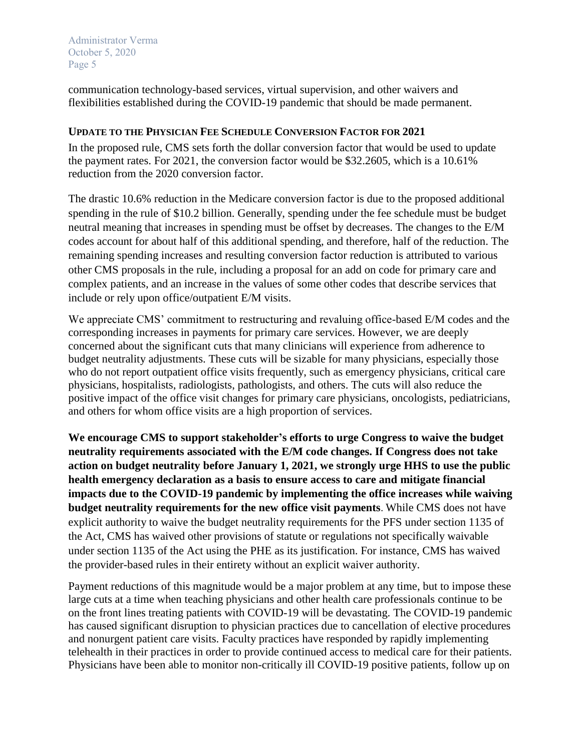communication technology-based services, virtual supervision, and other waivers and flexibilities established during the COVID-19 pandemic that should be made permanent.

### UPDATE TO THE PHYSICIAN FEE SCHEDULE CONVERSION FACTOR FOR 2021

In the proposed rule, CMS sets forth the dollar conversion factor that would be used to update the payment rates. For 2021, the conversion factor would be $32.2605, which is a 10.61% reduction from the 2020 conversion factor.

The drastic 10.6% reduction in the Medicare conversion factor is due to the proposed additional spending in the rule of $10.2 billion. Generally, spending under the fee schedule must be budget neutral meaning that increases in spending must be offset by decreases. The changes to the E/M codes account for about half of this additional spending, and therefore, half of the reduction. The remaining spending increases and resulting conversion factor reduction is attributed to various other CMS proposals in the rule, including a proposal for an add on code for primary care and complex patients, and an increase in the values of some other codes that describe services that include or rely upon office/outpatient E/M visits.

We appreciate CMS' commitment to restructuring and revaluing office-based E/M codes and the corresponding increases in payments for primary care services. However, we are deeply concerned about the significant cuts that many clinicians will experience from adherence to budget neutrality adjustments. These cuts will be sizable for many physicians, especially those who do not report outpatient office visits frequently, such as emergency physicians, critical care physicians, hospitalists, radiologists, pathologists, and others. The cuts will also reduce the positive impact of the office visit changes for primary care physicians, oncologists, pediatricians, and others for whom office visits are a high proportion of services.

**We encourage CMS to support stakeholder's efforts to urge Congress to waive the budget neutrality requirements associated with the E/M code changes. If Congress does not take action on budget neutrality before January 1, 2021, we strongly urge HHS to use the public health emergency declaration as a basis to ensure access to care and mitigate financial impacts due to the COVID-19 pandemic by implementing the office increases while waiving budget neutrality requirements for the new office visit payments**. While CMS does not have explicit authority to waive the budget neutrality requirements for the PFS under section 1135 of the Act, CMS has waived other provisions of statute or regulations not specifically waivable under section 1135 of the Act using the PHE as its justification. For instance, CMS has waived the provider-based rules in their entirety without an explicit waiver authority.

Payment reductions of this magnitude would be a major problem at any time, but to impose these large cuts at a time when teaching physicians and other health care professionals continue to be on the front lines treating patients with COVID-19 will be devastating. The COVID-19 pandemic has caused significant disruption to physician practices due to cancellation of elective procedures and nonurgent patient care visits. Faculty practices have responded by rapidly implementing telehealth in their practices in order to provide continued access to medical care for their patients. Physicians have been able to monitor non-critically ill COVID-19 positive patients, follow up on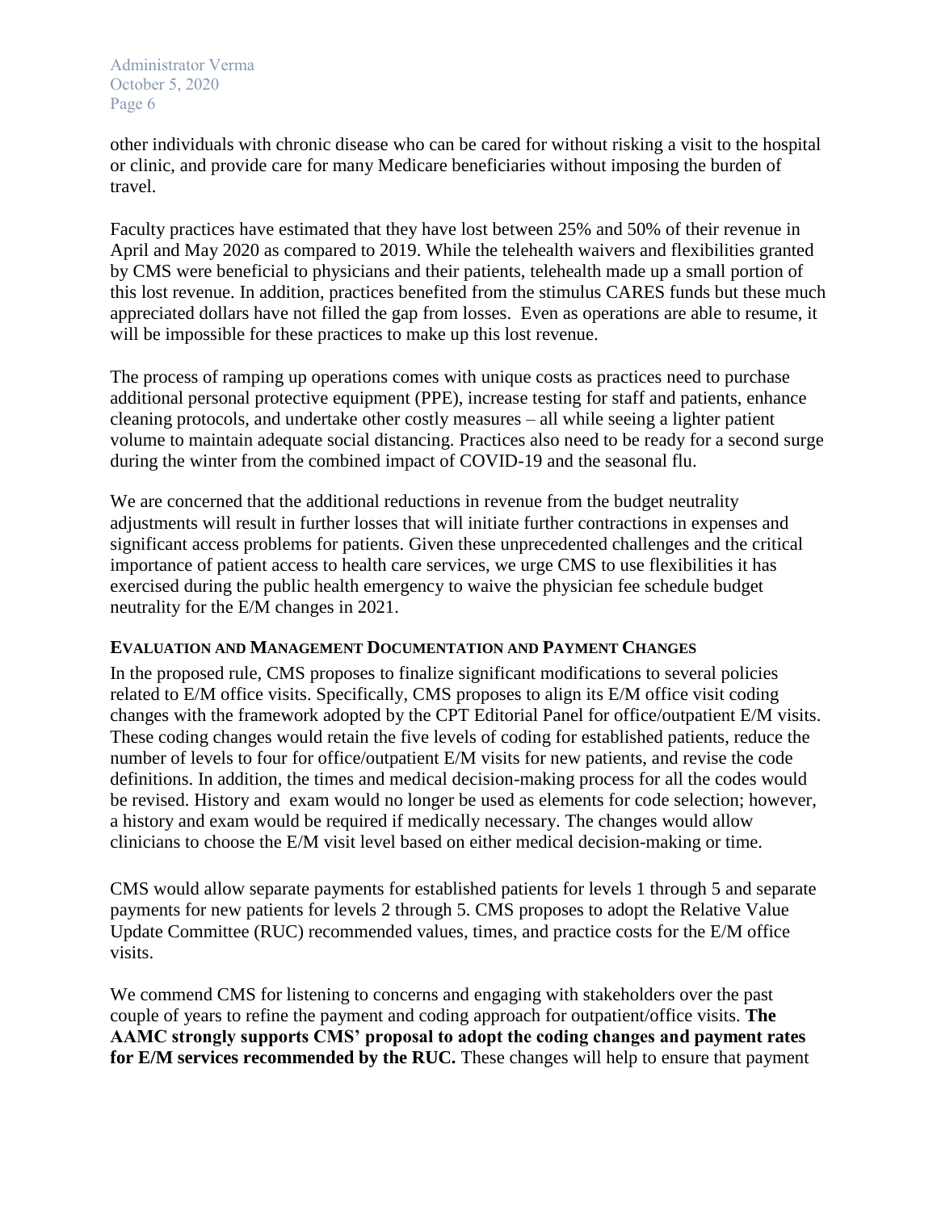other individuals with chronic disease who can be cared for without risking a visit to the hospital or clinic, and provide care for many Medicare beneficiaries without imposing the burden of travel.

Faculty practices have estimated that they have lost between 25% and 50% of their revenue in April and May 2020 as compared to 2019. While the telehealth waivers and flexibilities granted by CMS were beneficial to physicians and their patients, telehealth made up a small portion of this lost revenue. In addition, practices benefited from the stimulus CARES funds but these much appreciated dollars have not filled the gap from losses. Even as operations are able to resume, it will be impossible for these practices to make up this lost revenue.

The process of ramping up operations comes with unique costs as practices need to purchase additional personal protective equipment (PPE), increase testing for staff and patients, enhance cleaning protocols, and undertake other costly measures – all while seeing a lighter patient volume to maintain adequate social distancing. Practices also need to be ready for a second surge during the winter from the combined impact of COVID-19 and the seasonal flu.

We are concerned that the additional reductions in revenue from the budget neutrality adjustments will result in further losses that will initiate further contractions in expenses and significant access problems for patients. Given these unprecedented challenges and the critical importance of patient access to health care services, we urge CMS to use flexibilities it has exercised during the public health emergency to waive the physician fee schedule budget neutrality for the E/M changes in 2021.

## Evaluation and Management Documentation and Payment Changes

In the proposed rule, CMS proposes to finalize significant modifications to several policies related to E/M office visits. Specifically, CMS proposes to align its E/M office visit coding changes with the framework adopted by the CPT Editorial Panel for office/outpatient E/M visits. These coding changes would retain the five levels of coding for established patients, reduce the number of levels to four for office/outpatient E/M visits for new patients, and revise the code definitions. In addition, the times and medical decision-making process for all the codes would be revised. History and exam would no longer be used as elements for code selection; however, a history and exam would be required if medically necessary. The changes would allow clinicians to choose the E/M visit level based on either medical decision-making or time.

CMS would allow separate payments for established patients for levels 1 through 5 and separate payments for new patients for levels 2 through 5. CMS proposes to adopt the Relative Value Update Committee (RUC) recommended values, times, and practice costs for the E/M office visits.

We commend CMS for listening to concerns and engaging with stakeholders over the past couple of years to refine the payment and coding approach for outpatient/office visits. **The AAMC strongly supports CMS' proposal to adopt the coding changes and payment rates for E/M services recommended by the RUC.** These changes will help to ensure that payment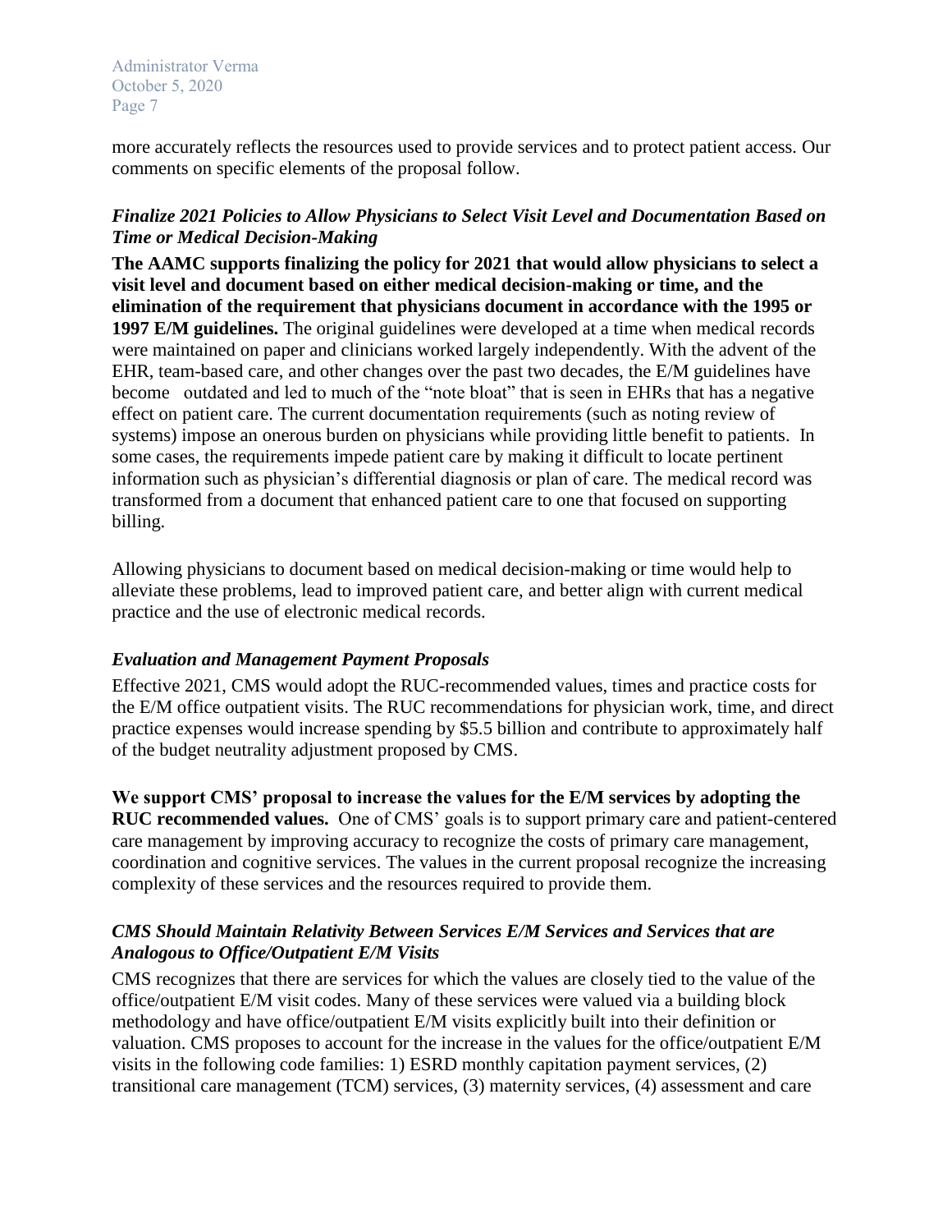more accurately reflects the resources used to provide services and to protect patient access. Our comments on specific elements of the proposal follow.

### *Finalize 2021 Policies to Allow Physicians to Select Visit Level and Documentation Based on Time or Medical Decision-Making*

**The AAMC supports finalizing the policy for 2021 that would allow physicians to select a visit level and document based on either medical decision-making or time, and the elimination of the requirement that physicians document in accordance with the 1995 or 1997 E/M guidelines.** The original guidelines were developed at a time when medical records were maintained on paper and clinicians worked largely independently. With the advent of the EHR, team-based care, and other changes over the past two decades, the E/M guidelines have become outdated and led to much of the "note bloat" that is seen in EHRs that has a negative effect on patient care. The current documentation requirements (such as noting review of systems) impose an onerous burden on physicians while providing little benefit to patients. In some cases, the requirements impede patient care by making it difficult to locate pertinent information such as physician's differential diagnosis or plan of care. The medical record was transformed from a document that enhanced patient care to one that focused on supporting billing.

Allowing physicians to document based on medical decision-making or time would help to alleviate these problems, lead to improved patient care, and better align with current medical practice and the use of electronic medical records.

### *Evaluation and Management Payment Proposals*

Effective 2021, CMS would adopt the RUC-recommended values, times and practice costs for the E/M office outpatient visits. The RUC recommendations for physician work, time, and direct practice expenses would increase spending by $5.5 billion and contribute to approximately half of the budget neutrality adjustment proposed by CMS.

**We support CMS' proposal to increase the values for the E/M services by adopting the RUC recommended values.** One of CMS' goals is to support primary care and patient-centered care management by improving accuracy to recognize the costs of primary care management, coordination and cognitive services. The values in the current proposal recognize the increasing complexity of these services and the resources required to provide them.

### *CMS Should Maintain Relativity Between Services E/M Services and Services that are Analogous to Office/Outpatient E/M Visits*

CMS recognizes that there are services for which the values are closely tied to the value of the office/outpatient E/M visit codes. Many of these services were valued via a building block methodology and have office/outpatient E/M visits explicitly built into their definition or valuation. CMS proposes to account for the increase in the values for the office/outpatient E/M visits in the following code families: 1) ESRD monthly capitation payment services, (2) transitional care management (TCM) services, (3) maternity services, (4) assessment and care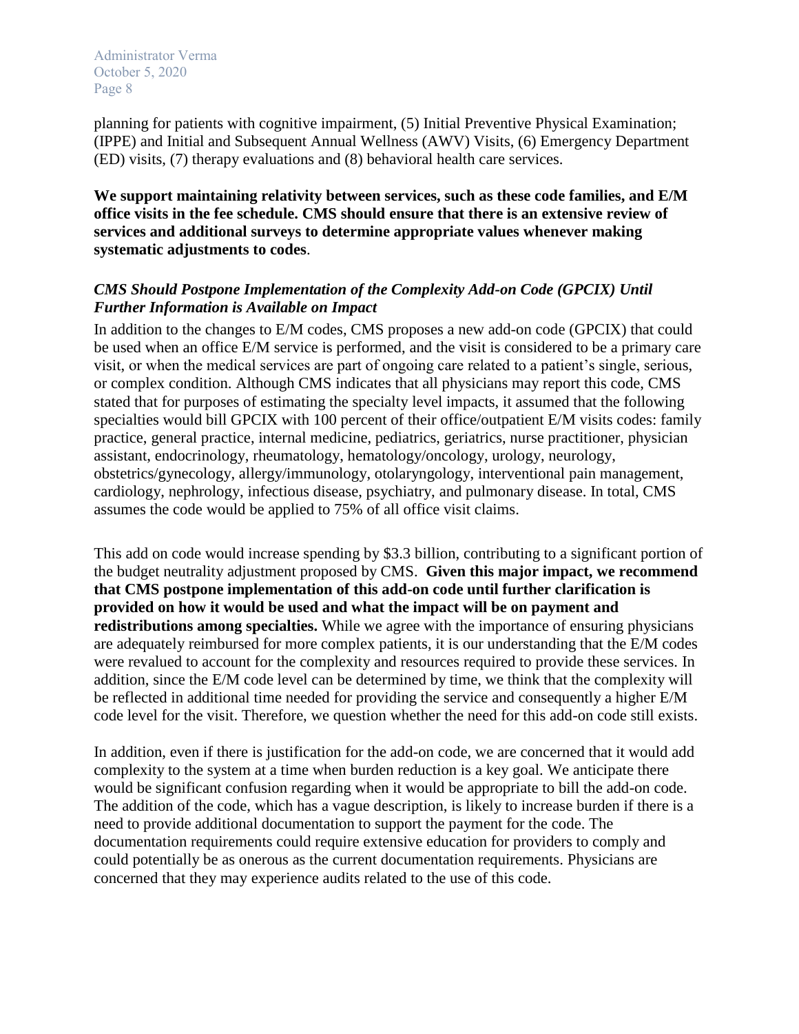planning for patients with cognitive impairment, (5) Initial Preventive Physical Examination; (IPPE) and Initial and Subsequent Annual Wellness (AWV) Visits, (6) Emergency Department (ED) visits, (7) therapy evaluations and (8) behavioral health care services.

**We support maintaining relativity between services, such as these code families, and E/M office visits in the fee schedule. CMS should ensure that there is an extensive review of services and additional surveys to determine appropriate values whenever making systematic adjustments to codes**.

### *CMS Should Postpone Implementation of the Complexity Add-on Code (GPCIX) Until Further Information is Available on Impact*

In addition to the changes to E/M codes, CMS proposes a new add-on code (GPCIX) that could be used when an office E/M service is performed, and the visit is considered to be a primary care visit, or when the medical services are part of ongoing care related to a patient's single, serious, or complex condition. Although CMS indicates that all physicians may report this code, CMS stated that for purposes of estimating the specialty level impacts, it assumed that the following specialties would bill GPCIX with 100 percent of their office/outpatient E/M visits codes: family practice, general practice, internal medicine, pediatrics, geriatrics, nurse practitioner, physician assistant, endocrinology, rheumatology, hematology/oncology, urology, neurology, obstetrics/gynecology, allergy/immunology, otolaryngology, interventional pain management, cardiology, nephrology, infectious disease, psychiatry, and pulmonary disease. In total, CMS assumes the code would be applied to 75% of all office visit claims.

This add on code would increase spending by $3.3 billion, contributing to a significant portion of the budget neutrality adjustment proposed by CMS. **Given this major impact, we recommend that CMS postpone implementation of this add-on code until further clarification is provided on how it would be used and what the impact will be on payment and redistributions among specialties.** While we agree with the importance of ensuring physicians are adequately reimbursed for more complex patients, it is our understanding that the E/M codes were revalued to account for the complexity and resources required to provide these services. In addition, since the E/M code level can be determined by time, we think that the complexity will be reflected in additional time needed for providing the service and consequently a higher E/M code level for the visit. Therefore, we question whether the need for this add-on code still exists.

In addition, even if there is justification for the add-on code, we are concerned that it would add complexity to the system at a time when burden reduction is a key goal. We anticipate there would be significant confusion regarding when it would be appropriate to bill the add-on code. The addition of the code, which has a vague description, is likely to increase burden if there is a need to provide additional documentation to support the payment for the code. The documentation requirements could require extensive education for providers to comply and could potentially be as onerous as the current documentation requirements. Physicians are concerned that they may experience audits related to the use of this code.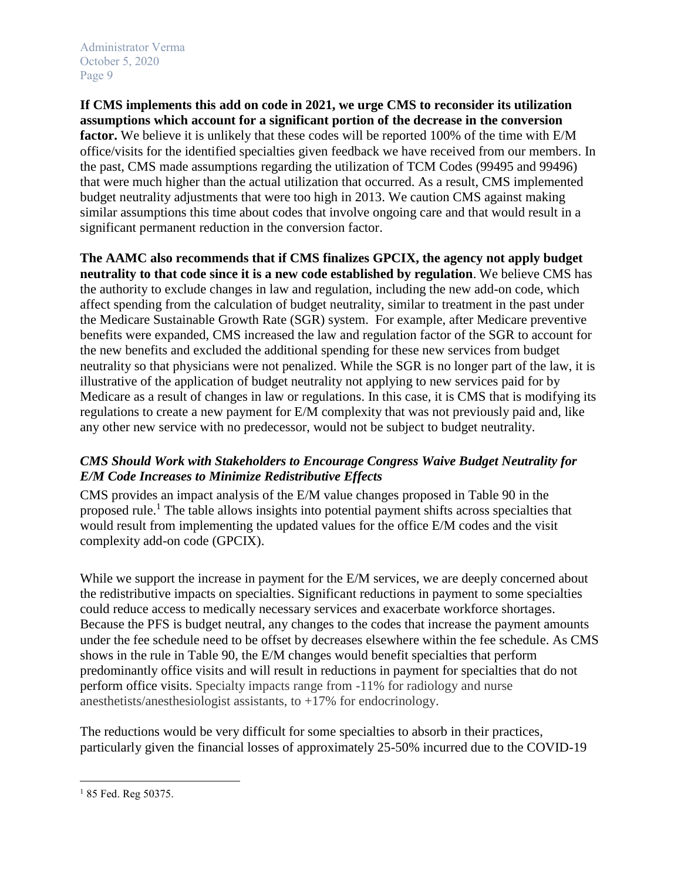**If CMS implements this add on code in 2021, we urge CMS to reconsider its utilization assumptions which account for a significant portion of the decrease in the conversion factor.** We believe it is unlikely that these codes will be reported 100% of the time with E/M office/visits for the identified specialties given feedback we have received from our members. In the past, CMS made assumptions regarding the utilization of TCM Codes (99495 and 99496) that were much higher than the actual utilization that occurred. As a result, CMS implemented budget neutrality adjustments that were too high in 2013. We caution CMS against making similar assumptions this time about codes that involve ongoing care and that would result in a significant permanent reduction in the conversion factor.

**The AAMC also recommends that if CMS finalizes GPCIX, the agency not apply budget neutrality to that code since it is a new code established by regulation**. We believe CMS has the authority to exclude changes in law and regulation, including the new add-on code, which affect spending from the calculation of budget neutrality, similar to treatment in the past under the Medicare Sustainable Growth Rate (SGR) system. For example, after Medicare preventive benefits were expanded, CMS increased the law and regulation factor of the SGR to account for the new benefits and excluded the additional spending for these new services from budget neutrality so that physicians were not penalized. While the SGR is no longer part of the law, it is illustrative of the application of budget neutrality not applying to new services paid for by Medicare as a result of changes in law or regulations. In this case, it is CMS that is modifying its regulations to create a new payment for E/M complexity that was not previously paid and, like any other new service with no predecessor, would not be subject to budget neutrality.

### *CMS Should Work with Stakeholders to Encourage Congress Waive Budget Neutrality for E/M Code Increases to Minimize Redistributive Effects*

CMS provides an impact analysis of the E/M value changes proposed in Table 90 in the proposed rule.[1] The table allows insights into potential payment shifts across specialties that would result from implementing the updated values for the office E/M codes and the visit complexity add-on code (GPCIX).

While we support the increase in payment for the E/M services, we are deeply concerned about the redistributive impacts on specialties. Significant reductions in payment to some specialties could reduce access to medically necessary services and exacerbate workforce shortages. Because the PFS is budget neutral, any changes to the codes that increase the payment amounts under the fee schedule need to be offset by decreases elsewhere within the fee schedule. As CMS shows in the rule in Table 90, the E/M changes would benefit specialties that perform predominantly office visits and will result in reductions in payment for specialties that do not perform office visits. Specialty impacts range from -11% for radiology and nurse anesthetists/anesthesiologist assistants, to +17% for endocrinology.

The reductions would be very difficult for some specialties to absorb in their practices, particularly given the financial losses of approximately 25-50% incurred due to the COVID-19

---

[1] 85 Fed. Reg 50375.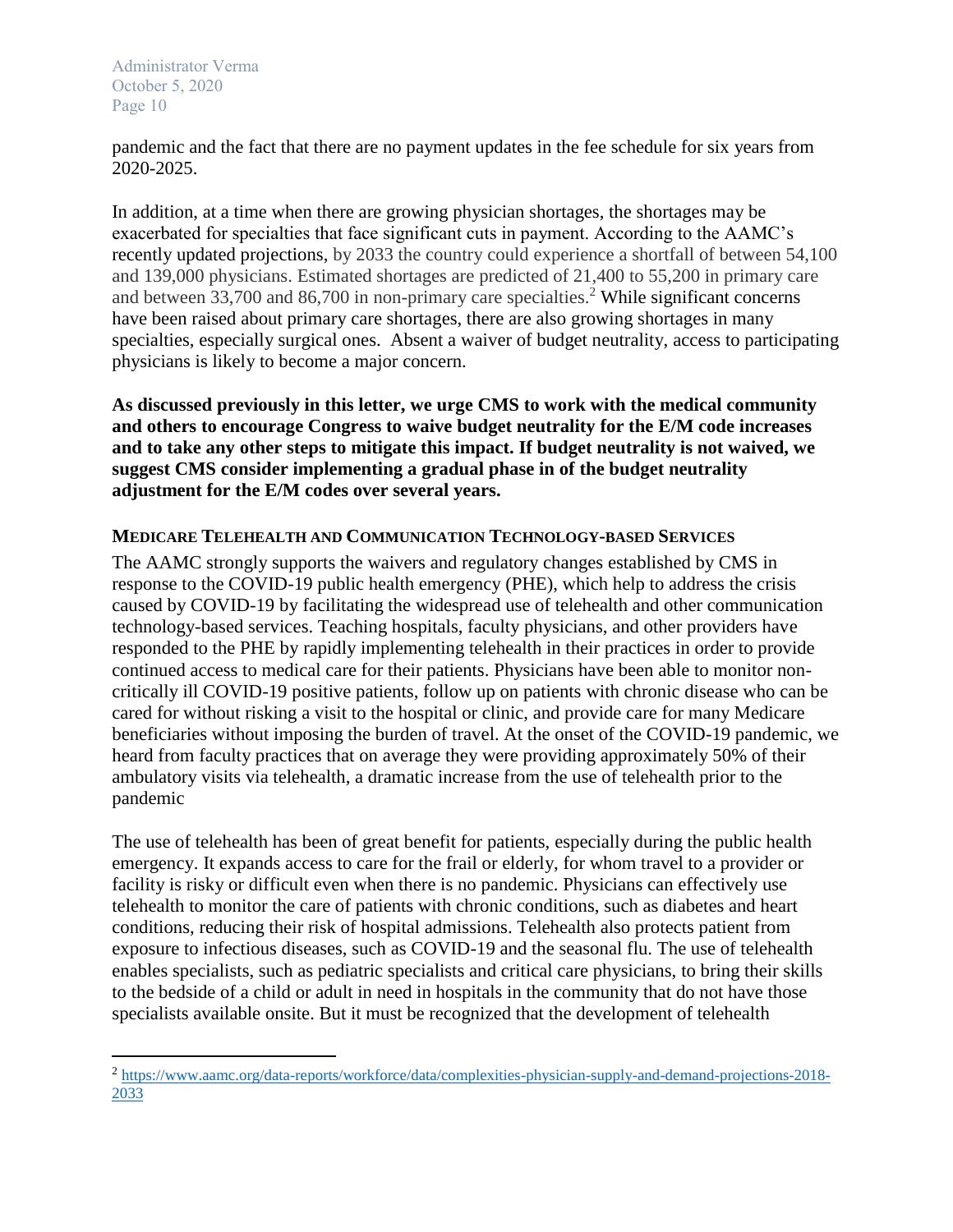pandemic and the fact that there are no payment updates in the fee schedule for six years from 2020-2025.

In addition, at a time when there are growing physician shortages, the shortages may be exacerbated for specialties that face significant cuts in payment. According to the AAMC's recently updated projections, by 2033 the country could experience a shortfall of between 54,100 and 139,000 physicians. Estimated shortages are predicted of 21,400 to 55,200 in primary care and between 33,700 and 86,700 in non-primary care specialties.[2] While significant concerns have been raised about primary care shortages, there are also growing shortages in many specialties, especially surgical ones. Absent a waiver of budget neutrality, access to participating physicians is likely to become a major concern.

**As discussed previously in this letter, we urge CMS to work with the medical community and others to encourage Congress to waive budget neutrality for the E/M code increases and to take any other steps to mitigate this impact. If budget neutrality is not waived, we suggest CMS consider implementing a gradual phase in of the budget neutrality adjustment for the E/M codes over several years.**

### MEDICARE TELEHEALTH AND COMMUNICATION TECHNOLOGY-BASED SERVICES

The AAMC strongly supports the waivers and regulatory changes established by CMS in response to the COVID-19 public health emergency (PHE), which help to address the crisis caused by COVID-19 by facilitating the widespread use of telehealth and other communication technology-based services. Teaching hospitals, faculty physicians, and other providers have responded to the PHE by rapidly implementing telehealth in their practices in order to provide continued access to medical care for their patients. Physicians have been able to monitor non-critically ill COVID-19 positive patients, follow up on patients with chronic disease who can be cared for without risking a visit to the hospital or clinic, and provide care for many Medicare beneficiaries without imposing the burden of travel. At the onset of the COVID-19 pandemic, we heard from faculty practices that on average they were providing approximately 50% of their ambulatory visits via telehealth, a dramatic increase from the use of telehealth prior to the pandemic

The use of telehealth has been of great benefit for patients, especially during the public health emergency. It expands access to care for the frail or elderly, for whom travel to a provider or facility is risky or difficult even when there is no pandemic. Physicians can effectively use telehealth to monitor the care of patients with chronic conditions, such as diabetes and heart conditions, reducing their risk of hospital admissions. Telehealth also protects patient from exposure to infectious diseases, such as COVID-19 and the seasonal flu. The use of telehealth enables specialists, such as pediatric specialists and critical care physicians, to bring their skills to the bedside of a child or adult in need in hospitals in the community that do not have those specialists available onsite. But it must be recognized that the development of telehealth

---

[2] https://www.aamc.org/data-reports/workforce/data/complexities-physician-supply-and-demand-projections-2018-2033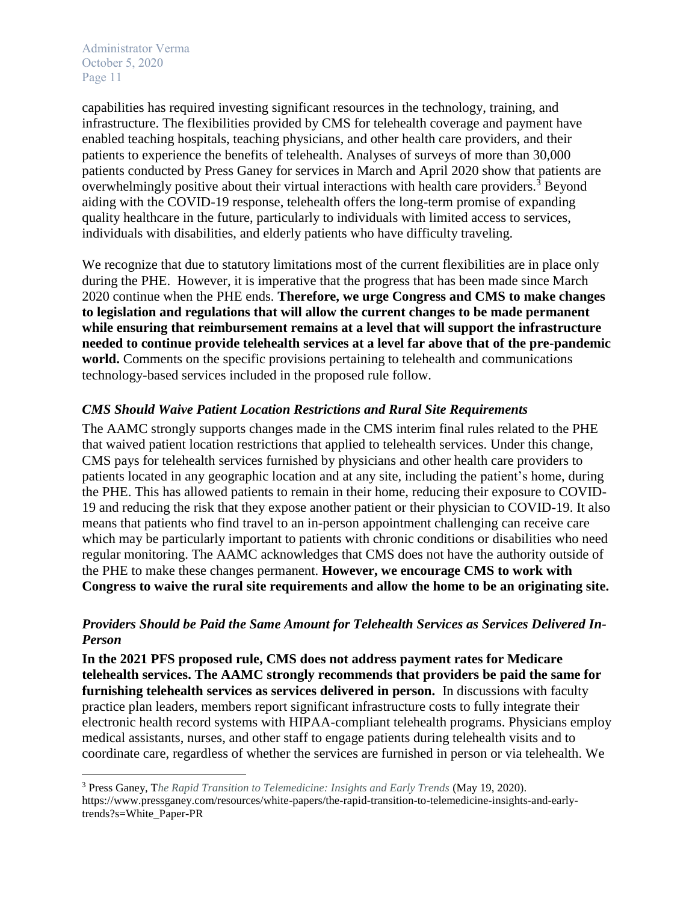capabilities has required investing significant resources in the technology, training, and infrastructure. The flexibilities provided by CMS for telehealth coverage and payment have enabled teaching hospitals, teaching physicians, and other health care providers, and their patients to experience the benefits of telehealth. Analyses of surveys of more than 30,000 patients conducted by Press Ganey for services in March and April 2020 show that patients are overwhelmingly positive about their virtual interactions with health care providers.[3] Beyond aiding with the COVID-19 response, telehealth offers the long-term promise of expanding quality healthcare in the future, particularly to individuals with limited access to services, individuals with disabilities, and elderly patients who have difficulty traveling.

We recognize that due to statutory limitations most of the current flexibilities are in place only during the PHE. However, it is imperative that the progress that has been made since March 2020 continue when the PHE ends. **Therefore, we urge Congress and CMS to make changes to legislation and regulations that will allow the current changes to be made permanent while ensuring that reimbursement remains at a level that will support the infrastructure needed to continue provide telehealth services at a level far above that of the pre-pandemic world.** Comments on the specific provisions pertaining to telehealth and communications technology-based services included in the proposed rule follow.

### *CMS Should Waive Patient Location Restrictions and Rural Site Requirements*

The AAMC strongly supports changes made in the CMS interim final rules related to the PHE that waived patient location restrictions that applied to telehealth services. Under this change, CMS pays for telehealth services furnished by physicians and other health care providers to patients located in any geographic location and at any site, including the patient's home, during the PHE. This has allowed patients to remain in their home, reducing their exposure to COVID-19 and reducing the risk that they expose another patient or their physician to COVID-19. It also means that patients who find travel to an in-person appointment challenging can receive care which may be particularly important to patients with chronic conditions or disabilities who need regular monitoring. The AAMC acknowledges that CMS does not have the authority outside of the PHE to make these changes permanent. **However, we encourage CMS to work with Congress to waive the rural site requirements and allow the home to be an originating site.**

### *Providers Should be Paid the Same Amount for Telehealth Services as Services Delivered In-Person*

**In the 2021 PFS proposed rule, CMS does not address payment rates for Medicare telehealth services. The AAMC strongly recommends that providers be paid the same for furnishing telehealth services as services delivered in person.** In discussions with faculty practice plan leaders, members report significant infrastructure costs to fully integrate their electronic health record systems with HIPAA-compliant telehealth programs. Physicians employ medical assistants, nurses, and other staff to engage patients during telehealth visits and to coordinate care, regardless of whether the services are furnished in person or via telehealth. We

---

[3] Press Ganey, T*he Rapid Transition to Telemedicine: Insights and Early Trends* (May 19, 2020). https://www.pressganey.com/resources/white-papers/the-rapid-transition-to-telemedicine-insights-and-early-trends?s=White_Paper-PR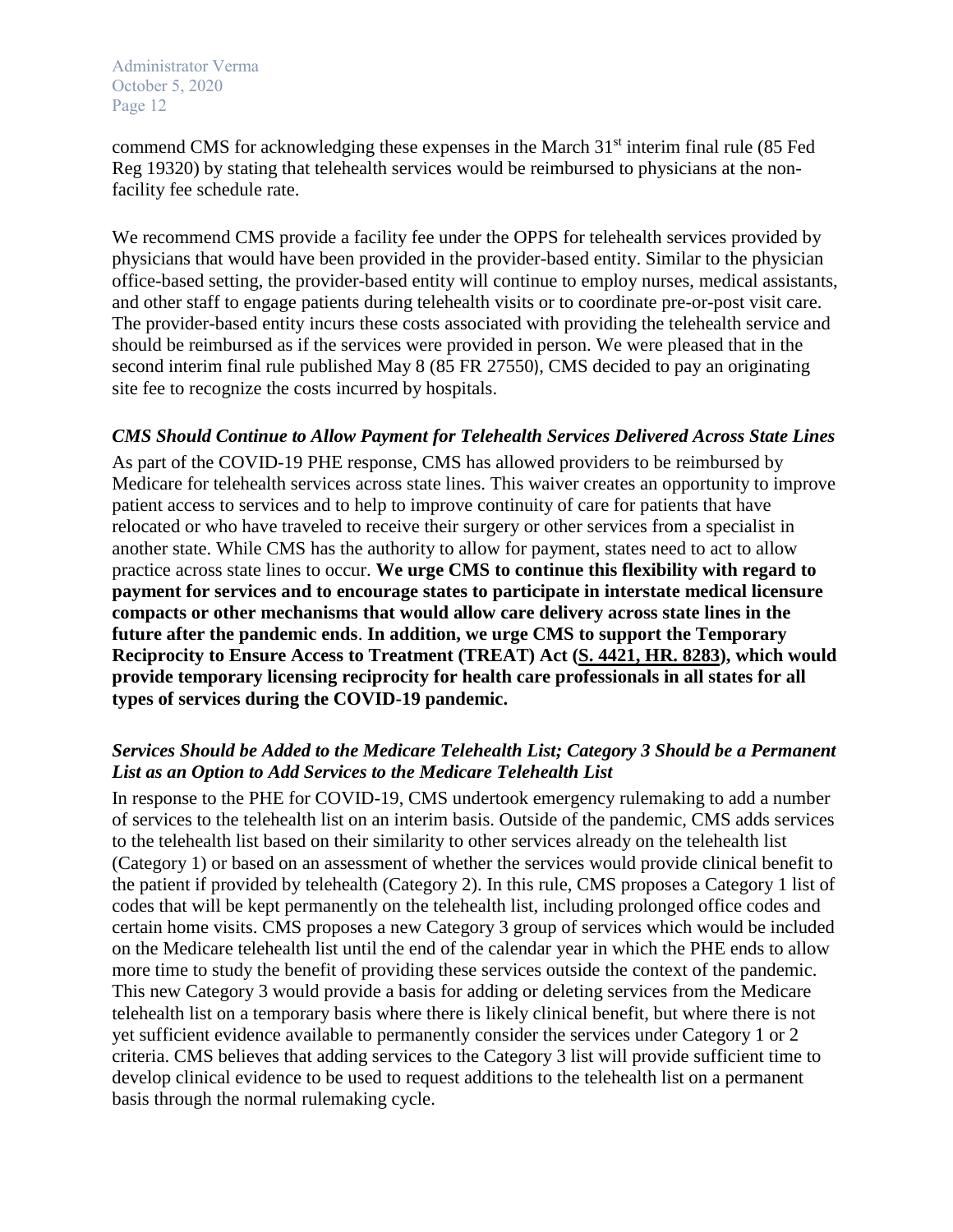commend CMS for acknowledging these expenses in the March 31st interim final rule (85 Fed Reg 19320) by stating that telehealth services would be reimbursed to physicians at the non-facility fee schedule rate.

We recommend CMS provide a facility fee under the OPPS for telehealth services provided by physicians that would have been provided in the provider-based entity. Similar to the physician office-based setting, the provider-based entity will continue to employ nurses, medical assistants, and other staff to engage patients during telehealth visits or to coordinate pre-or-post visit care. The provider-based entity incurs these costs associated with providing the telehealth service and should be reimbursed as if the services were provided in person. We were pleased that in the second interim final rule published May 8 (85 FR 27550), CMS decided to pay an originating site fee to recognize the costs incurred by hospitals.

### *CMS Should Continue to Allow Payment for Telehealth Services Delivered Across State Lines*

As part of the COVID-19 PHE response, CMS has allowed providers to be reimbursed by Medicare for telehealth services across state lines. This waiver creates an opportunity to improve patient access to services and to help to improve continuity of care for patients that have relocated or who have traveled to receive their surgery or other services from a specialist in another state. While CMS has the authority to allow for payment, states need to act to allow practice across state lines to occur. **We urge CMS to continue this flexibility with regard to payment for services and to encourage states to participate in interstate medical licensure compacts or other mechanisms that would allow care delivery across state lines in the future after the pandemic ends**. **In addition, we urge CMS to support the Temporary Reciprocity to Ensure Access to Treatment (TREAT) Act (S. 4421, HR. 8283), which would provide temporary licensing reciprocity for health care professionals in all states for all types of services during the COVID-19 pandemic.**

### *Services Should be Added to the Medicare Telehealth List; Category 3 Should be a Permanent List as an Option to Add Services to the Medicare Telehealth List*

In response to the PHE for COVID-19, CMS undertook emergency rulemaking to add a number of services to the telehealth list on an interim basis. Outside of the pandemic, CMS adds services to the telehealth list based on their similarity to other services already on the telehealth list (Category 1) or based on an assessment of whether the services would provide clinical benefit to the patient if provided by telehealth (Category 2). In this rule, CMS proposes a Category 1 list of codes that will be kept permanently on the telehealth list, including prolonged office codes and certain home visits. CMS proposes a new Category 3 group of services which would be included on the Medicare telehealth list until the end of the calendar year in which the PHE ends to allow more time to study the benefit of providing these services outside the context of the pandemic. This new Category 3 would provide a basis for adding or deleting services from the Medicare telehealth list on a temporary basis where there is likely clinical benefit, but where there is not yet sufficient evidence available to permanently consider the services under Category 1 or 2 criteria. CMS believes that adding services to the Category 3 list will provide sufficient time to develop clinical evidence to be used to request additions to the telehealth list on a permanent basis through the normal rulemaking cycle.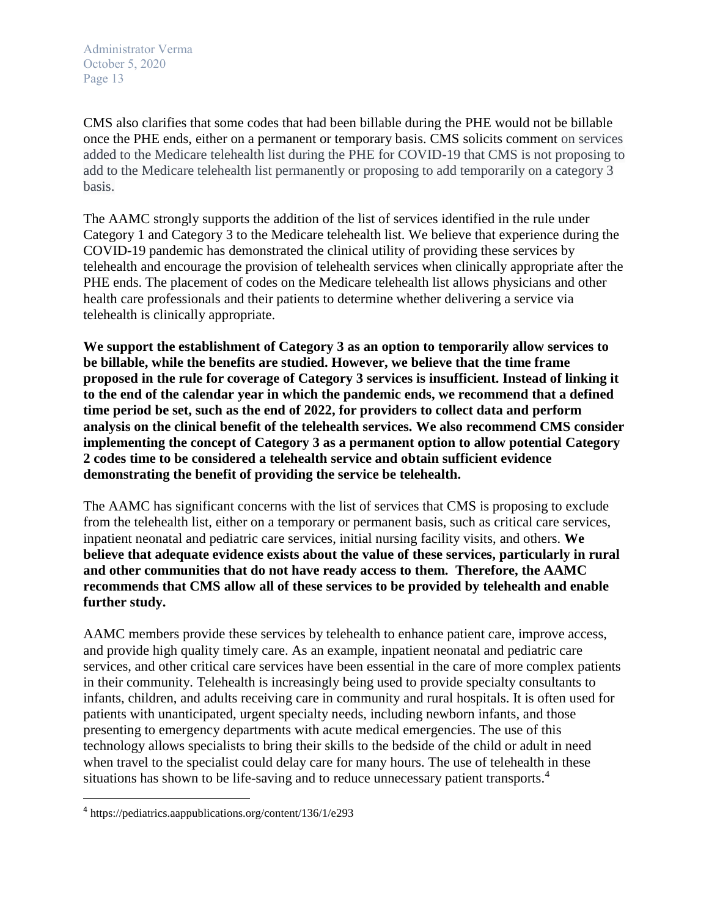CMS also clarifies that some codes that had been billable during the PHE would not be billable once the PHE ends, either on a permanent or temporary basis. CMS solicits comment on services added to the Medicare telehealth list during the PHE for COVID-19 that CMS is not proposing to add to the Medicare telehealth list permanently or proposing to add temporarily on a category 3 basis.

The AAMC strongly supports the addition of the list of services identified in the rule under Category 1 and Category 3 to the Medicare telehealth list. We believe that experience during the COVID-19 pandemic has demonstrated the clinical utility of providing these services by telehealth and encourage the provision of telehealth services when clinically appropriate after the PHE ends. The placement of codes on the Medicare telehealth list allows physicians and other health care professionals and their patients to determine whether delivering a service via telehealth is clinically appropriate.

**We support the establishment of Category 3 as an option to temporarily allow services to be billable, while the benefits are studied. However, we believe that the time frame proposed in the rule for coverage of Category 3 services is insufficient. Instead of linking it to the end of the calendar year in which the pandemic ends, we recommend that a defined time period be set, such as the end of 2022, for providers to collect data and perform analysis on the clinical benefit of the telehealth services. We also recommend CMS consider implementing the concept of Category 3 as a permanent option to allow potential Category 2 codes time to be considered a telehealth service and obtain sufficient evidence demonstrating the benefit of providing the service be telehealth.**

The AAMC has significant concerns with the list of services that CMS is proposing to exclude from the telehealth list, either on a temporary or permanent basis, such as critical care services, inpatient neonatal and pediatric care services, initial nursing facility visits, and others. **We believe that adequate evidence exists about the value of these services, particularly in rural and other communities that do not have ready access to them. Therefore, the AAMC recommends that CMS allow all of these services to be provided by telehealth and enable further study.**

AAMC members provide these services by telehealth to enhance patient care, improve access, and provide high quality timely care. As an example, inpatient neonatal and pediatric care services, and other critical care services have been essential in the care of more complex patients in their community. Telehealth is increasingly being used to provide specialty consultants to infants, children, and adults receiving care in community and rural hospitals. It is often used for patients with unanticipated, urgent specialty needs, including newborn infants, and those presenting to emergency departments with acute medical emergencies. The use of this technology allows specialists to bring their skills to the bedside of the child or adult in need when travel to the specialist could delay care for many hours. The use of telehealth in these situations has shown to be life-saving and to reduce unnecessary patient transports.[4]

---

[4] https://pediatrics.aappublications.org/content/136/1/e293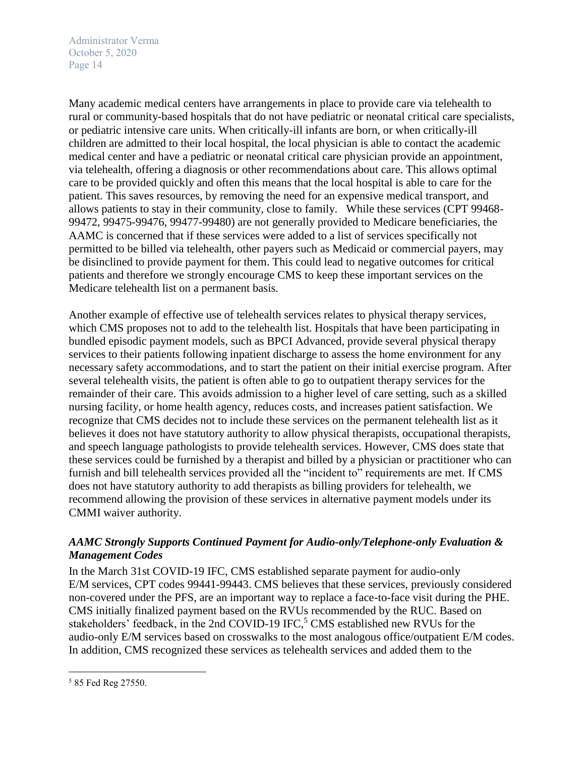Many academic medical centers have arrangements in place to provide care via telehealth to rural or community-based hospitals that do not have pediatric or neonatal critical care specialists, or pediatric intensive care units. When critically-ill infants are born, or when critically-ill children are admitted to their local hospital, the local physician is able to contact the academic medical center and have a pediatric or neonatal critical care physician provide an appointment, via telehealth, offering a diagnosis or other recommendations about care. This allows optimal care to be provided quickly and often this means that the local hospital is able to care for the patient. This saves resources, by removing the need for an expensive medical transport, and allows patients to stay in their community, close to family. While these services (CPT 99468-99472, 99475-99476, 99477-99480) are not generally provided to Medicare beneficiaries, the AAMC is concerned that if these services were added to a list of services specifically not permitted to be billed via telehealth, other payers such as Medicaid or commercial payers, may be disinclined to provide payment for them. This could lead to negative outcomes for critical patients and therefore we strongly encourage CMS to keep these important services on the Medicare telehealth list on a permanent basis.

Another example of effective use of telehealth services relates to physical therapy services, which CMS proposes not to add to the telehealth list. Hospitals that have been participating in bundled episodic payment models, such as BPCI Advanced, provide several physical therapy services to their patients following inpatient discharge to assess the home environment for any necessary safety accommodations, and to start the patient on their initial exercise program. After several telehealth visits, the patient is often able to go to outpatient therapy services for the remainder of their care. This avoids admission to a higher level of care setting, such as a skilled nursing facility, or home health agency, reduces costs, and increases patient satisfaction. We recognize that CMS decides not to include these services on the permanent telehealth list as it believes it does not have statutory authority to allow physical therapists, occupational therapists, and speech language pathologists to provide telehealth services. However, CMS does state that these services could be furnished by a therapist and billed by a physician or practitioner who can furnish and bill telehealth services provided all the "incident to" requirements are met. If CMS does not have statutory authority to add therapists as billing providers for telehealth, we recommend allowing the provision of these services in alternative payment models under its CMMI waiver authority.

### *AAMC Strongly Supports Continued Payment for Audio-only/Telephone-only Evaluation & Management Codes*

In the March 31st COVID-19 IFC, CMS established separate payment for audio-only E/M services, CPT codes 99441-99443. CMS believes that these services, previously considered non-covered under the PFS, are an important way to replace a face-to-face visit during the PHE. CMS initially finalized payment based on the RVUs recommended by the RUC. Based on stakeholders' feedback, in the 2nd COVID-19 IFC,[5] CMS established new RVUs for the audio-only E/M services based on crosswalks to the most analogous office/outpatient E/M codes. In addition, CMS recognized these services as telehealth services and added them to the

[5] 85 Fed Reg 27550.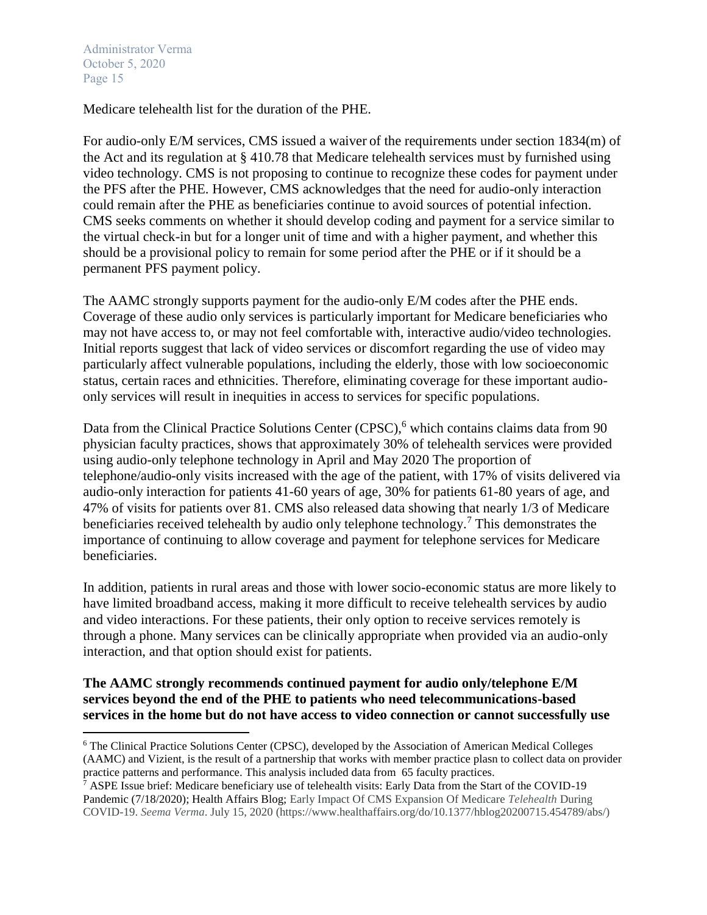Medicare telehealth list for the duration of the PHE.

For audio-only E/M services, CMS issued a waiver of the requirements under section 1834(m) of the Act and its regulation at § 410.78 that Medicare telehealth services must by furnished using video technology. CMS is not proposing to continue to recognize these codes for payment under the PFS after the PHE. However, CMS acknowledges that the need for audio-only interaction could remain after the PHE as beneficiaries continue to avoid sources of potential infection. CMS seeks comments on whether it should develop coding and payment for a service similar to the virtual check-in but for a longer unit of time and with a higher payment, and whether this should be a provisional policy to remain for some period after the PHE or if it should be a permanent PFS payment policy.

The AAMC strongly supports payment for the audio-only E/M codes after the PHE ends. Coverage of these audio only services is particularly important for Medicare beneficiaries who may not have access to, or may not feel comfortable with, interactive audio/video technologies. Initial reports suggest that lack of video services or discomfort regarding the use of video may particularly affect vulnerable populations, including the elderly, those with low socioeconomic status, certain races and ethnicities. Therefore, eliminating coverage for these important audio-only services will result in inequities in access to services for specific populations.

Data from the Clinical Practice Solutions Center (CPSC),[6] which contains claims data from 90 physician faculty practices, shows that approximately 30% of telehealth services were provided using audio-only telephone technology in April and May 2020 The proportion of telephone/audio-only visits increased with the age of the patient, with 17% of visits delivered via audio-only interaction for patients 41-60 years of age, 30% for patients 61-80 years of age, and 47% of visits for patients over 81. CMS also released data showing that nearly 1/3 of Medicare beneficiaries received telehealth by audio only telephone technology.[7] This demonstrates the importance of continuing to allow coverage and payment for telephone services for Medicare beneficiaries.

In addition, patients in rural areas and those with lower socio-economic status are more likely to have limited broadband access, making it more difficult to receive telehealth services by audio and video interactions. For these patients, their only option to receive services remotely is through a phone. Many services can be clinically appropriate when provided via an audio-only interaction, and that option should exist for patients.

**The AAMC strongly recommends continued payment for audio only/telephone E/M services beyond the end of the PHE to patients who need telecommunications-based services in the home but do not have access to video connection or cannot successfully use**

---

[6] The Clinical Practice Solutions Center (CPSC), developed by the Association of American Medical Colleges (AAMC) and Vizient, is the result of a partnership that works with member practice plasn to collect data on provider practice patterns and performance. This analysis included data from 65 faculty practices.

[7] ASPE Issue brief: Medicare beneficiary use of telehealth visits: Early Data from the Start of the COVID-19 Pandemic (7/18/2020); Health Affairs Blog; Early Impact Of CMS Expansion Of Medicare *Telehealth* During COVID-19. *Seema Verma*. July 15, 2020 (https://www.healthaffairs.org/do/10.1377/hblog20200715.454789/abs/)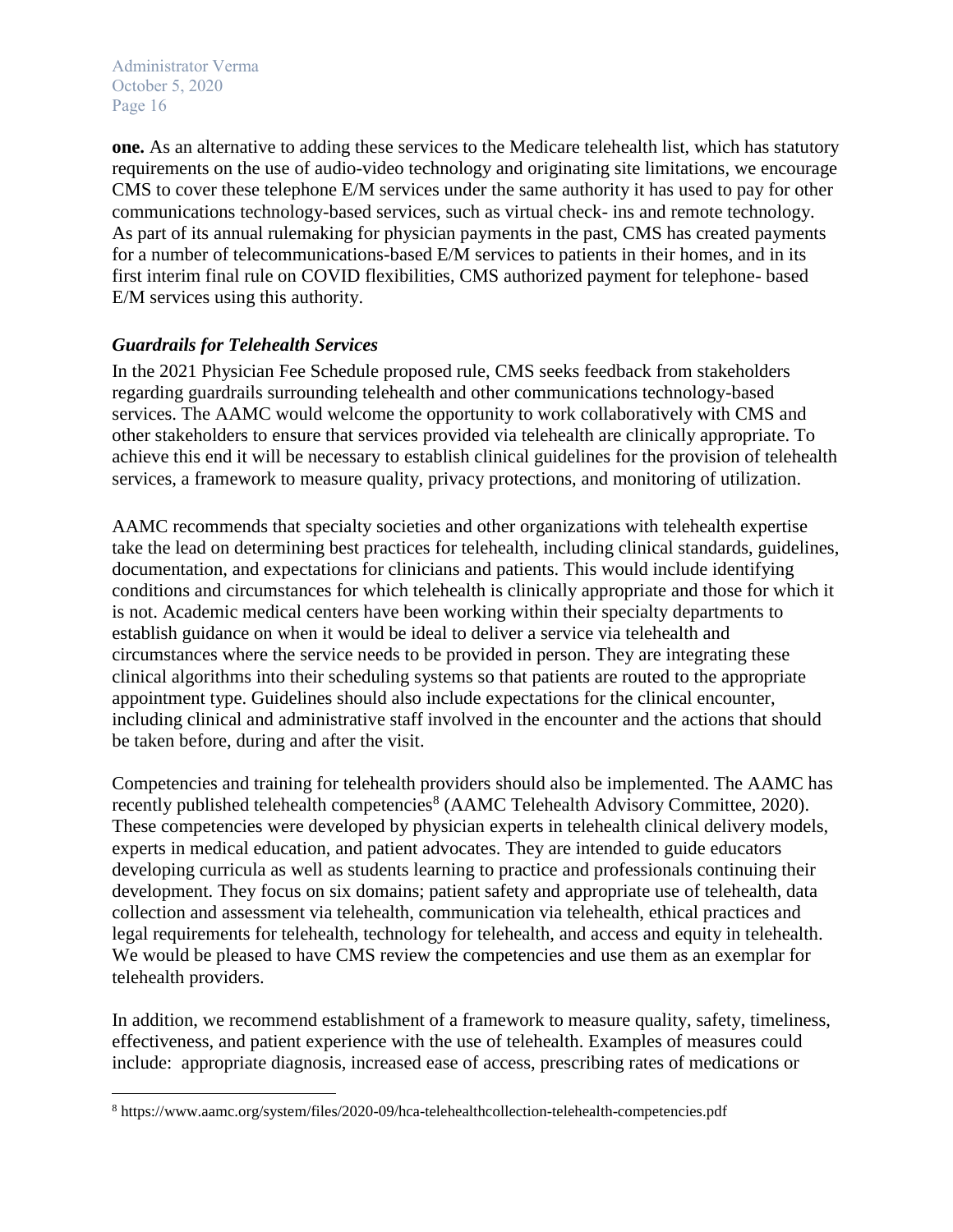**one.** As an alternative to adding these services to the Medicare telehealth list, which has statutory requirements on the use of audio-video technology and originating site limitations, we encourage CMS to cover these telephone E/M services under the same authority it has used to pay for other communications technology-based services, such as virtual check- ins and remote technology. As part of its annual rulemaking for physician payments in the past, CMS has created payments for a number of telecommunications-based E/M services to patients in their homes, and in its first interim final rule on COVID flexibilities, CMS authorized payment for telephone- based E/M services using this authority.

### *Guardrails for Telehealth Services*

In the 2021 Physician Fee Schedule proposed rule, CMS seeks feedback from stakeholders regarding guardrails surrounding telehealth and other communications technology-based services. The AAMC would welcome the opportunity to work collaboratively with CMS and other stakeholders to ensure that services provided via telehealth are clinically appropriate. To achieve this end it will be necessary to establish clinical guidelines for the provision of telehealth services, a framework to measure quality, privacy protections, and monitoring of utilization.

AAMC recommends that specialty societies and other organizations with telehealth expertise take the lead on determining best practices for telehealth, including clinical standards, guidelines, documentation, and expectations for clinicians and patients. This would include identifying conditions and circumstances for which telehealth is clinically appropriate and those for which it is not. Academic medical centers have been working within their specialty departments to establish guidance on when it would be ideal to deliver a service via telehealth and circumstances where the service needs to be provided in person. They are integrating these clinical algorithms into their scheduling systems so that patients are routed to the appropriate appointment type. Guidelines should also include expectations for the clinical encounter, including clinical and administrative staff involved in the encounter and the actions that should be taken before, during and after the visit.

Competencies and training for telehealth providers should also be implemented. The AAMC has recently published telehealth competencies[8] (AAMC Telehealth Advisory Committee, 2020). These competencies were developed by physician experts in telehealth clinical delivery models, experts in medical education, and patient advocates. They are intended to guide educators developing curricula as well as students learning to practice and professionals continuing their development. They focus on six domains; patient safety and appropriate use of telehealth, data collection and assessment via telehealth, communication via telehealth, ethical practices and legal requirements for telehealth, technology for telehealth, and access and equity in telehealth. We would be pleased to have CMS review the competencies and use them as an exemplar for telehealth providers.

In addition, we recommend establishment of a framework to measure quality, safety, timeliness, effectiveness, and patient experience with the use of telehealth. Examples of measures could include: appropriate diagnosis, increased ease of access, prescribing rates of medications or

---

[8] https://www.aamc.org/system/files/2020-09/hca-telehealthcollection-telehealth-competencies.pdf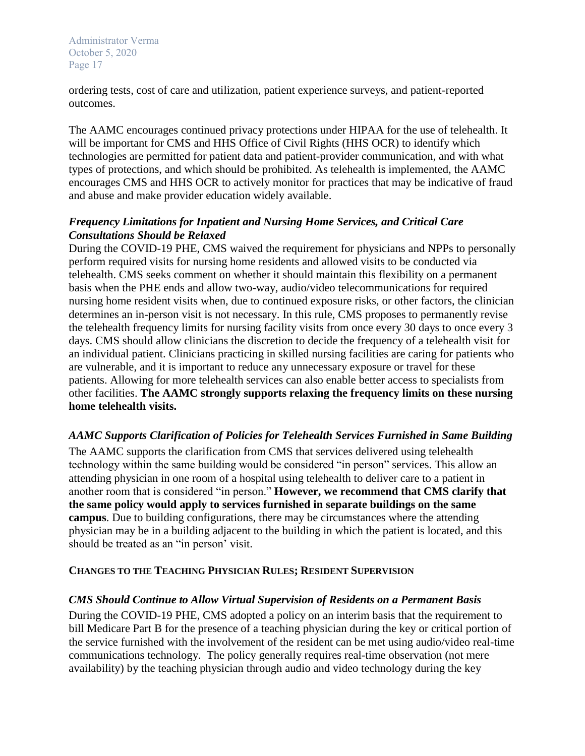ordering tests, cost of care and utilization, patient experience surveys, and patient-reported outcomes.

The AAMC encourages continued privacy protections under HIPAA for the use of telehealth. It will be important for CMS and HHS Office of Civil Rights (HHS OCR) to identify which technologies are permitted for patient data and patient-provider communication, and with what types of protections, and which should be prohibited. As telehealth is implemented, the AAMC encourages CMS and HHS OCR to actively monitor for practices that may be indicative of fraud and abuse and make provider education widely available.

### *Frequency Limitations for Inpatient and Nursing Home Services, and Critical Care Consultations Should be Relaxed*

During the COVID-19 PHE, CMS waived the requirement for physicians and NPPs to personally perform required visits for nursing home residents and allowed visits to be conducted via telehealth. CMS seeks comment on whether it should maintain this flexibility on a permanent basis when the PHE ends and allow two-way, audio/video telecommunications for required nursing home resident visits when, due to continued exposure risks, or other factors, the clinician determines an in-person visit is not necessary. In this rule, CMS proposes to permanently revise the telehealth frequency limits for nursing facility visits from once every 30 days to once every 3 days. CMS should allow clinicians the discretion to decide the frequency of a telehealth visit for an individual patient. Clinicians practicing in skilled nursing facilities are caring for patients who are vulnerable, and it is important to reduce any unnecessary exposure or travel for these patients. Allowing for more telehealth services can also enable better access to specialists from other facilities. **The AAMC strongly supports relaxing the frequency limits on these nursing home telehealth visits.**

### *AAMC Supports Clarification of Policies for Telehealth Services Furnished in Same Building*

The AAMC supports the clarification from CMS that services delivered using telehealth technology within the same building would be considered "in person" services. This allow an attending physician in one room of a hospital using telehealth to deliver care to a patient in another room that is considered "in person." **However, we recommend that CMS clarify that the same policy would apply to services furnished in separate buildings on the same campus**. Due to building configurations, there may be circumstances where the attending physician may be in a building adjacent to the building in which the patient is located, and this should be treated as an "in person' visit.

## CHANGES TO THE TEACHING PHYSICIAN RULES; RESIDENT SUPERVISION

### *CMS Should Continue to Allow Virtual Supervision of Residents on a Permanent Basis*

During the COVID-19 PHE, CMS adopted a policy on an interim basis that the requirement to bill Medicare Part B for the presence of a teaching physician during the key or critical portion of the service furnished with the involvement of the resident can be met using audio/video real-time communications technology. The policy generally requires real-time observation (not mere availability) by the teaching physician through audio and video technology during the key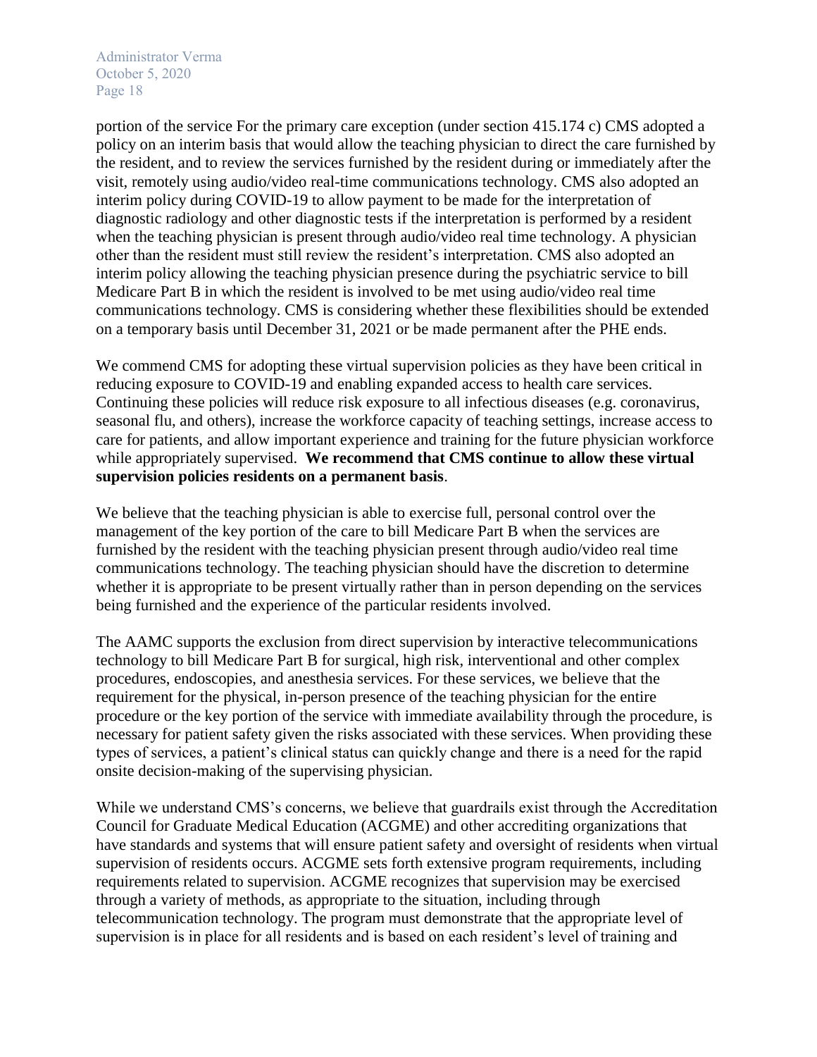portion of the service For the primary care exception (under section 415.174 c) CMS adopted a policy on an interim basis that would allow the teaching physician to direct the care furnished by the resident, and to review the services furnished by the resident during or immediately after the visit, remotely using audio/video real-time communications technology. CMS also adopted an interim policy during COVID-19 to allow payment to be made for the interpretation of diagnostic radiology and other diagnostic tests if the interpretation is performed by a resident when the teaching physician is present through audio/video real time technology. A physician other than the resident must still review the resident's interpretation. CMS also adopted an interim policy allowing the teaching physician presence during the psychiatric service to bill Medicare Part B in which the resident is involved to be met using audio/video real time communications technology. CMS is considering whether these flexibilities should be extended on a temporary basis until December 31, 2021 or be made permanent after the PHE ends.

We commend CMS for adopting these virtual supervision policies as they have been critical in reducing exposure to COVID-19 and enabling expanded access to health care services. Continuing these policies will reduce risk exposure to all infectious diseases (e.g. coronavirus, seasonal flu, and others), increase the workforce capacity of teaching settings, increase access to care for patients, and allow important experience and training for the future physician workforce while appropriately supervised. **We recommend that CMS continue to allow these virtual supervision policies residents on a permanent basis**.

We believe that the teaching physician is able to exercise full, personal control over the management of the key portion of the care to bill Medicare Part B when the services are furnished by the resident with the teaching physician present through audio/video real time communications technology. The teaching physician should have the discretion to determine whether it is appropriate to be present virtually rather than in person depending on the services being furnished and the experience of the particular residents involved.

The AAMC supports the exclusion from direct supervision by interactive telecommunications technology to bill Medicare Part B for surgical, high risk, interventional and other complex procedures, endoscopies, and anesthesia services. For these services, we believe that the requirement for the physical, in-person presence of the teaching physician for the entire procedure or the key portion of the service with immediate availability through the procedure, is necessary for patient safety given the risks associated with these services. When providing these types of services, a patient's clinical status can quickly change and there is a need for the rapid onsite decision-making of the supervising physician.

While we understand CMS's concerns, we believe that guardrails exist through the Accreditation Council for Graduate Medical Education (ACGME) and other accrediting organizations that have standards and systems that will ensure patient safety and oversight of residents when virtual supervision of residents occurs. ACGME sets forth extensive program requirements, including requirements related to supervision. ACGME recognizes that supervision may be exercised through a variety of methods, as appropriate to the situation, including through telecommunication technology. The program must demonstrate that the appropriate level of supervision is in place for all residents and is based on each resident's level of training and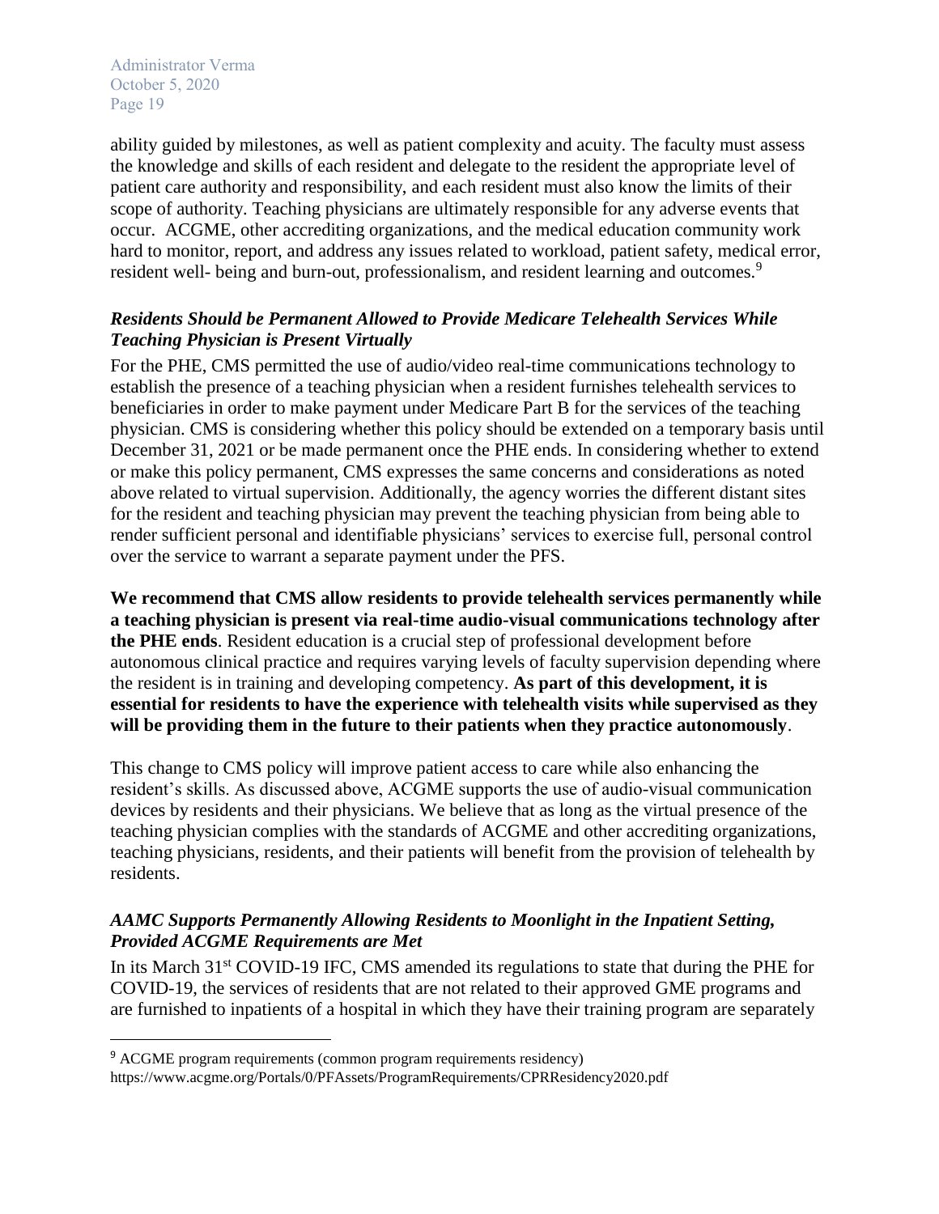ability guided by milestones, as well as patient complexity and acuity. The faculty must assess the knowledge and skills of each resident and delegate to the resident the appropriate level of patient care authority and responsibility, and each resident must also know the limits of their scope of authority. Teaching physicians are ultimately responsible for any adverse events that occur. ACGME, other accrediting organizations, and the medical education community work hard to monitor, report, and address any issues related to workload, patient safety, medical error, resident well- being and burn-out, professionalism, and resident learning and outcomes.[9]

### ***Residents Should be Permanent Allowed to Provide Medicare Telehealth Services While Teaching Physician is Present Virtually***

For the PHE, CMS permitted the use of audio/video real-time communications technology to establish the presence of a teaching physician when a resident furnishes telehealth services to beneficiaries in order to make payment under Medicare Part B for the services of the teaching physician. CMS is considering whether this policy should be extended on a temporary basis until December 31, 2021 or be made permanent once the PHE ends. In considering whether to extend or make this policy permanent, CMS expresses the same concerns and considerations as noted above related to virtual supervision. Additionally, the agency worries the different distant sites for the resident and teaching physician may prevent the teaching physician from being able to render sufficient personal and identifiable physicians' services to exercise full, personal control over the service to warrant a separate payment under the PFS.

**We recommend that CMS allow residents to provide telehealth services permanently while a teaching physician is present via real-time audio-visual communications technology after the PHE ends**. Resident education is a crucial step of professional development before autonomous clinical practice and requires varying levels of faculty supervision depending where the resident is in training and developing competency. **As part of this development, it is essential for residents to have the experience with telehealth visits while supervised as they will be providing them in the future to their patients when they practice autonomously**.

This change to CMS policy will improve patient access to care while also enhancing the resident's skills. As discussed above, ACGME supports the use of audio-visual communication devices by residents and their physicians. We believe that as long as the virtual presence of the teaching physician complies with the standards of ACGME and other accrediting organizations, teaching physicians, residents, and their patients will benefit from the provision of telehealth by residents.

### ***AAMC Supports Permanently Allowing Residents to Moonlight in the Inpatient Setting, Provided ACGME Requirements are Met***

In its March 31st COVID-19 IFC, CMS amended its regulations to state that during the PHE for COVID-19, the services of residents that are not related to their approved GME programs and are furnished to inpatients of a hospital in which they have their training program are separately

[9] ACGME program requirements (common program requirements residency) https://www.acgme.org/Portals/0/PFAssets/ProgramRequirements/CPRResidency2020.pdf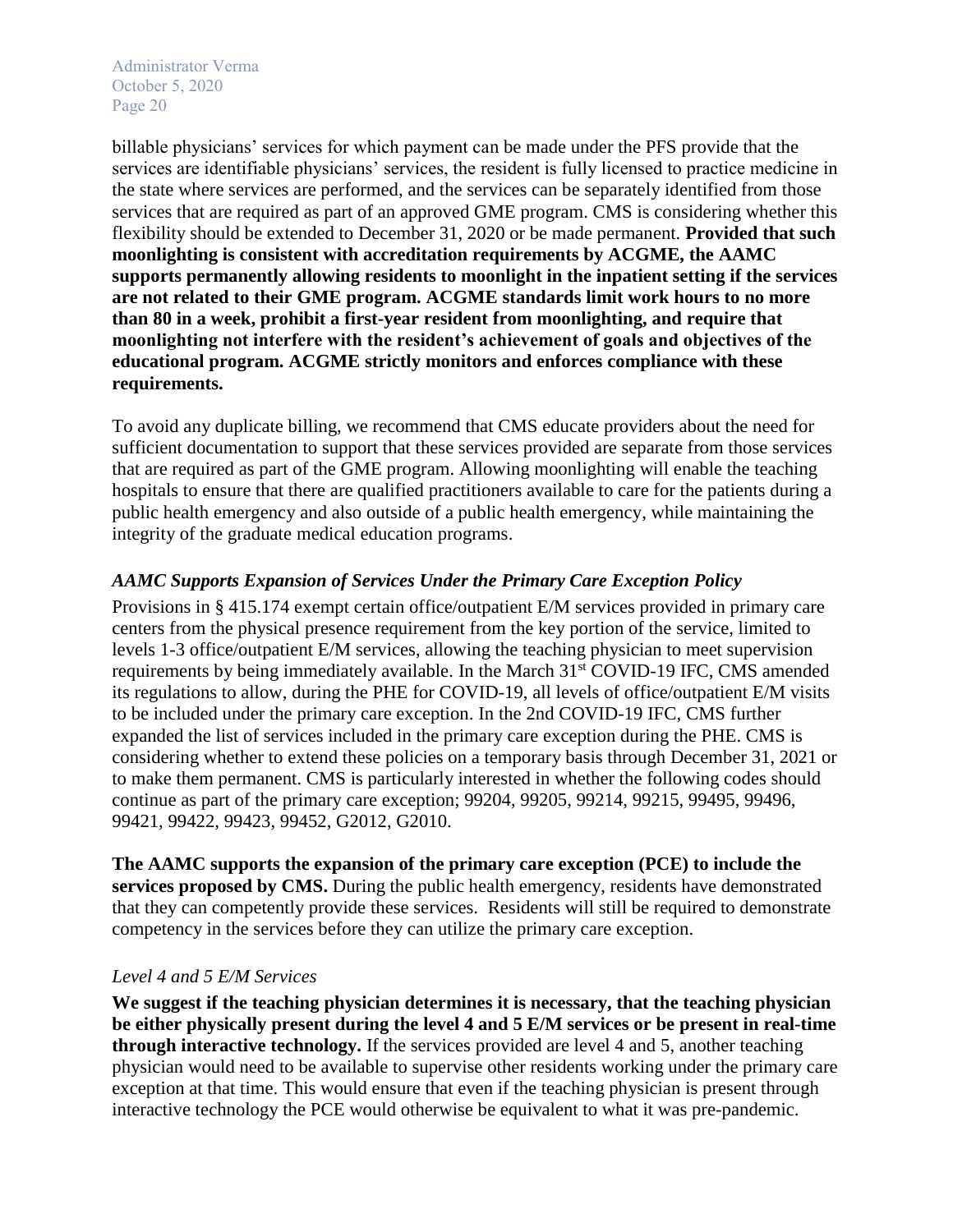billable physicians' services for which payment can be made under the PFS provide that the services are identifiable physicians' services, the resident is fully licensed to practice medicine in the state where services are performed, and the services can be separately identified from those services that are required as part of an approved GME program. CMS is considering whether this flexibility should be extended to December 31, 2020 or be made permanent. **Provided that such moonlighting is consistent with accreditation requirements by ACGME, the AAMC supports permanently allowing residents to moonlight in the inpatient setting if the services are not related to their GME program. ACGME standards limit work hours to no more than 80 in a week, prohibit a first-year resident from moonlighting, and require that moonlighting not interfere with the resident's achievement of goals and objectives of the educational program. ACGME strictly monitors and enforces compliance with these requirements.**

To avoid any duplicate billing, we recommend that CMS educate providers about the need for sufficient documentation to support that these services provided are separate from those services that are required as part of the GME program. Allowing moonlighting will enable the teaching hospitals to ensure that there are qualified practitioners available to care for the patients during a public health emergency and also outside of a public health emergency, while maintaining the integrity of the graduate medical education programs.

### *AAMC Supports Expansion of Services Under the Primary Care Exception Policy*

Provisions in § 415.174 exempt certain office/outpatient E/M services provided in primary care centers from the physical presence requirement from the key portion of the service, limited to levels 1-3 office/outpatient E/M services, allowing the teaching physician to meet supervision requirements by being immediately available. In the March 31st COVID-19 IFC, CMS amended its regulations to allow, during the PHE for COVID-19, all levels of office/outpatient E/M visits to be included under the primary care exception. In the 2nd COVID-19 IFC, CMS further expanded the list of services included in the primary care exception during the PHE. CMS is considering whether to extend these policies on a temporary basis through December 31, 2021 or to make them permanent. CMS is particularly interested in whether the following codes should continue as part of the primary care exception; 99204, 99205, 99214, 99215, 99495, 99496, 99421, 99422, 99423, 99452, G2012, G2010.

**The AAMC supports the expansion of the primary care exception (PCE) to include the services proposed by CMS.** During the public health emergency, residents have demonstrated that they can competently provide these services. Residents will still be required to demonstrate competency in the services before they can utilize the primary care exception.

### *Level 4 and 5 E/M Services*

**We suggest if the teaching physician determines it is necessary, that the teaching physician be either physically present during the level 4 and 5 E/M services or be present in real-time through interactive technology.** If the services provided are level 4 and 5, another teaching physician would need to be available to supervise other residents working under the primary care exception at that time. This would ensure that even if the teaching physician is present through interactive technology the PCE would otherwise be equivalent to what it was pre-pandemic.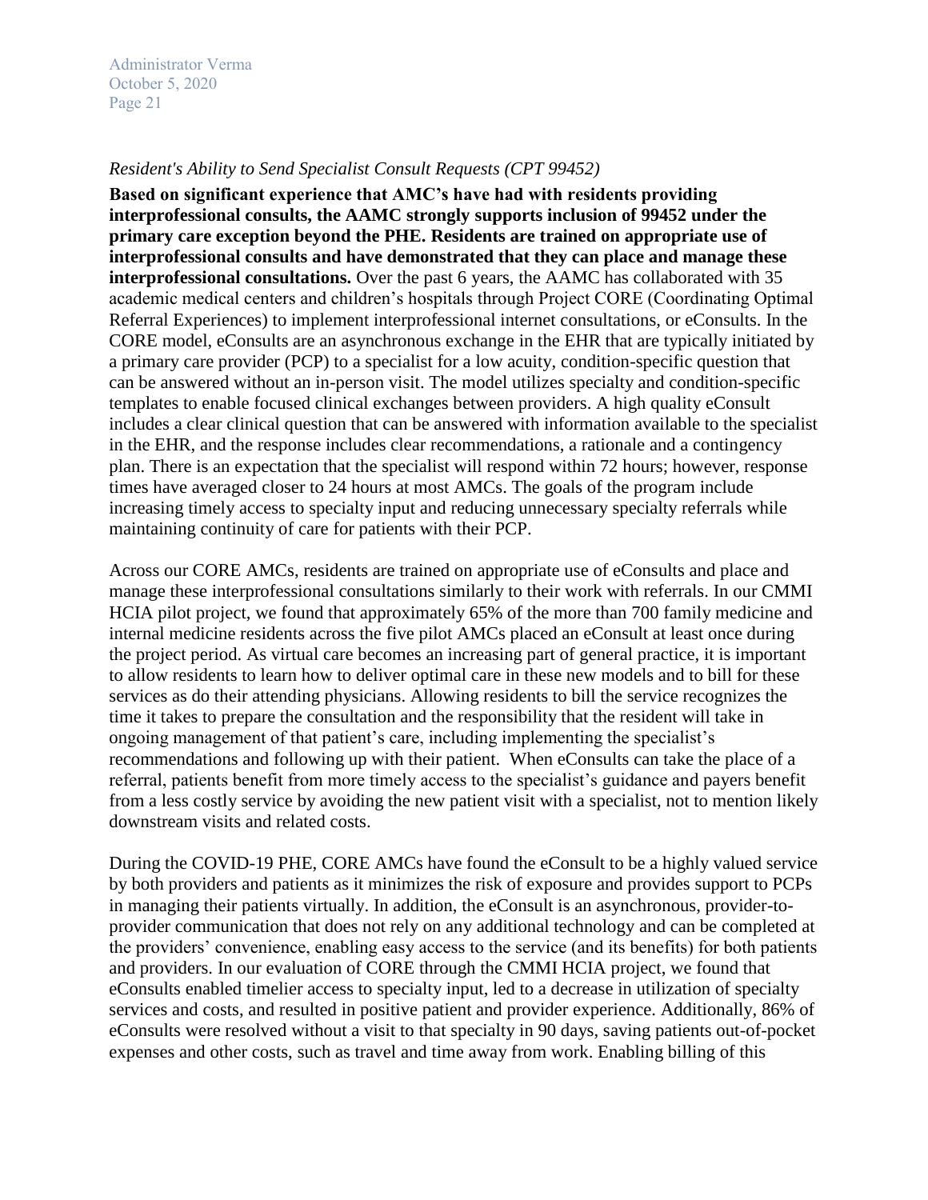*Resident's Ability to Send Specialist Consult Requests (CPT 99452)*

**Based on significant experience that AMC's have had with residents providing interprofessional consults, the AAMC strongly supports inclusion of 99452 under the primary care exception beyond the PHE. Residents are trained on appropriate use of interprofessional consults and have demonstrated that they can place and manage these interprofessional consultations.** Over the past 6 years, the AAMC has collaborated with 35 academic medical centers and children's hospitals through Project CORE (Coordinating Optimal Referral Experiences) to implement interprofessional internet consultations, or eConsults. In the CORE model, eConsults are an asynchronous exchange in the EHR that are typically initiated by a primary care provider (PCP) to a specialist for a low acuity, condition-specific question that can be answered without an in-person visit. The model utilizes specialty and condition-specific templates to enable focused clinical exchanges between providers. A high quality eConsult includes a clear clinical question that can be answered with information available to the specialist in the EHR, and the response includes clear recommendations, a rationale and a contingency plan. There is an expectation that the specialist will respond within 72 hours; however, response times have averaged closer to 24 hours at most AMCs. The goals of the program include increasing timely access to specialty input and reducing unnecessary specialty referrals while maintaining continuity of care for patients with their PCP.

Across our CORE AMCs, residents are trained on appropriate use of eConsults and place and manage these interprofessional consultations similarly to their work with referrals. In our CMMI HCIA pilot project, we found that approximately 65% of the more than 700 family medicine and internal medicine residents across the five pilot AMCs placed an eConsult at least once during the project period. As virtual care becomes an increasing part of general practice, it is important to allow residents to learn how to deliver optimal care in these new models and to bill for these services as do their attending physicians. Allowing residents to bill the service recognizes the time it takes to prepare the consultation and the responsibility that the resident will take in ongoing management of that patient's care, including implementing the specialist's recommendations and following up with their patient. When eConsults can take the place of a referral, patients benefit from more timely access to the specialist's guidance and payers benefit from a less costly service by avoiding the new patient visit with a specialist, not to mention likely downstream visits and related costs.

During the COVID-19 PHE, CORE AMCs have found the eConsult to be a highly valued service by both providers and patients as it minimizes the risk of exposure and provides support to PCPs in managing their patients virtually. In addition, the eConsult is an asynchronous, provider-to-provider communication that does not rely on any additional technology and can be completed at the providers' convenience, enabling easy access to the service (and its benefits) for both patients and providers. In our evaluation of CORE through the CMMI HCIA project, we found that eConsults enabled timelier access to specialty input, led to a decrease in utilization of specialty services and costs, and resulted in positive patient and provider experience. Additionally, 86% of eConsults were resolved without a visit to that specialty in 90 days, saving patients out-of-pocket expenses and other costs, such as travel and time away from work. Enabling billing of this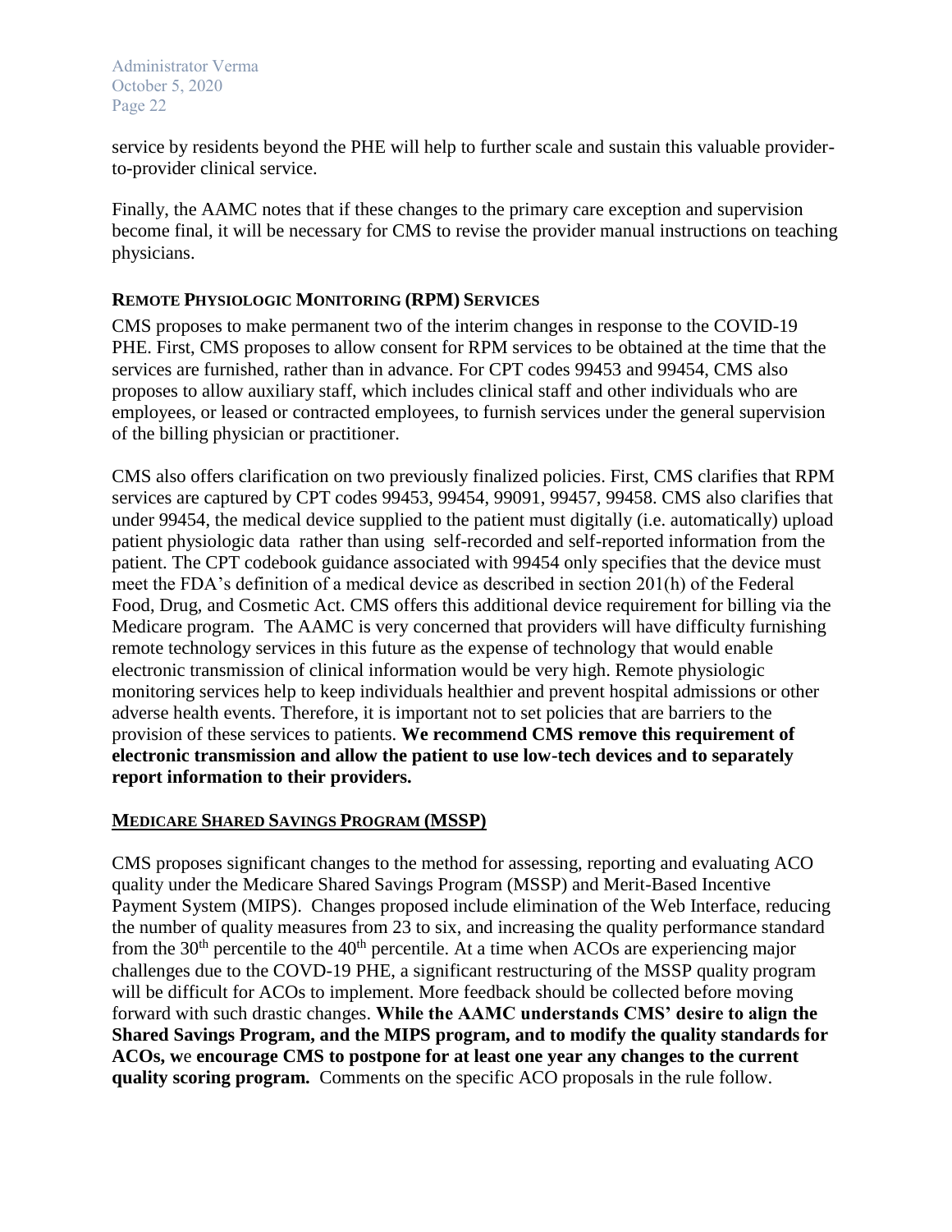service by residents beyond the PHE will help to further scale and sustain this valuable provider-to-provider clinical service.

Finally, the AAMC notes that if these changes to the primary care exception and supervision become final, it will be necessary for CMS to revise the provider manual instructions on teaching physicians.

### REMOTE PHYSIOLOGIC MONITORING (RPM) SERVICES

CMS proposes to make permanent two of the interim changes in response to the COVID-19 PHE. First, CMS proposes to allow consent for RPM services to be obtained at the time that the services are furnished, rather than in advance. For CPT codes 99453 and 99454, CMS also proposes to allow auxiliary staff, which includes clinical staff and other individuals who are employees, or leased or contracted employees, to furnish services under the general supervision of the billing physician or practitioner.

CMS also offers clarification on two previously finalized policies. First, CMS clarifies that RPM services are captured by CPT codes 99453, 99454, 99091, 99457, 99458. CMS also clarifies that under 99454, the medical device supplied to the patient must digitally (i.e. automatically) upload patient physiologic data rather than using self-recorded and self-reported information from the patient. The CPT codebook guidance associated with 99454 only specifies that the device must meet the FDA's definition of a medical device as described in section 201(h) of the Federal Food, Drug, and Cosmetic Act. CMS offers this additional device requirement for billing via the Medicare program. The AAMC is very concerned that providers will have difficulty furnishing remote technology services in this future as the expense of technology that would enable electronic transmission of clinical information would be very high. Remote physiologic monitoring services help to keep individuals healthier and prevent hospital admissions or other adverse health events. Therefore, it is important not to set policies that are barriers to the provision of these services to patients. **We recommend CMS remove this requirement of electronic transmission and allow the patient to use low-tech devices and to separately report information to their providers.**

### MEDICARE SHARED SAVINGS PROGRAM (MSSP)

CMS proposes significant changes to the method for assessing, reporting and evaluating ACO quality under the Medicare Shared Savings Program (MSSP) and Merit-Based Incentive Payment System (MIPS). Changes proposed include elimination of the Web Interface, reducing the number of quality measures from 23 to six, and increasing the quality performance standard from the 30th percentile to the 40th percentile. At a time when ACOs are experiencing major challenges due to the COVD-19 PHE, a significant restructuring of the MSSP quality program will be difficult for ACOs to implement. More feedback should be collected before moving forward with such drastic changes. **While the AAMC understands CMS' desire to align the Shared Savings Program, and the MIPS program, and to modify the quality standards for ACOs, we encourage CMS to postpone for at least one year any changes to the current quality scoring program.** Comments on the specific ACO proposals in the rule follow.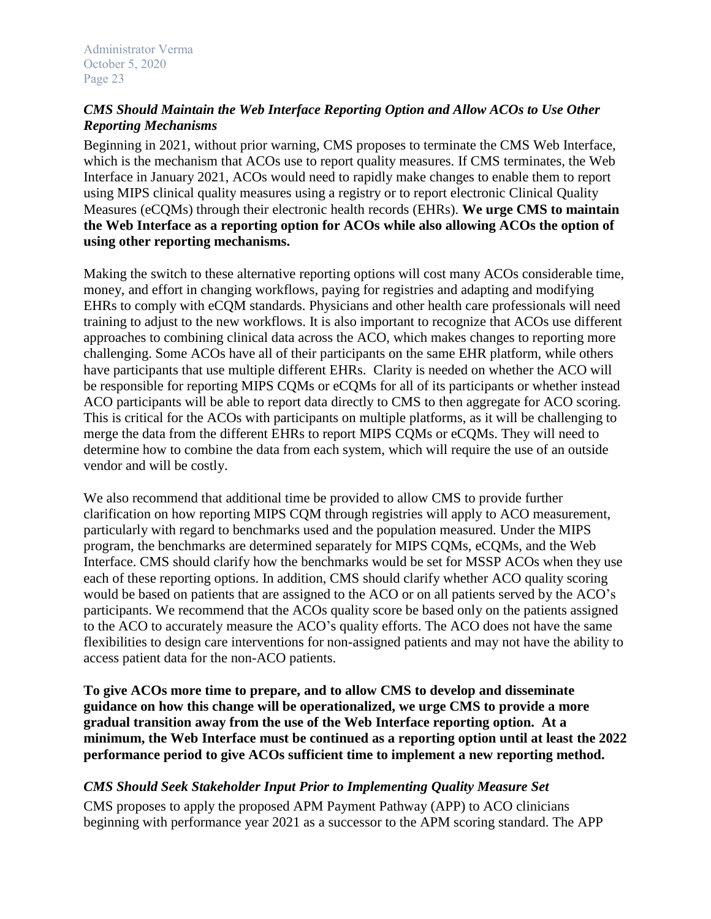*CMS Should Maintain the Web Interface Reporting Option and Allow ACOs to Use Other Reporting Mechanisms*

Beginning in 2021, without prior warning, CMS proposes to terminate the CMS Web Interface, which is the mechanism that ACOs use to report quality measures. If CMS terminates, the Web Interface in January 2021, ACOs would need to rapidly make changes to enable them to report using MIPS clinical quality measures using a registry or to report electronic Clinical Quality Measures (eCQMs) through their electronic health records (EHRs). **We urge CMS to maintain the Web Interface as a reporting option for ACOs while also allowing ACOs the option of using other reporting mechanisms.**

Making the switch to these alternative reporting options will cost many ACOs considerable time, money, and effort in changing workflows, paying for registries and adapting and modifying EHRs to comply with eCQM standards. Physicians and other health care professionals will need training to adjust to the new workflows. It is also important to recognize that ACOs use different approaches to combining clinical data across the ACO, which makes changes to reporting more challenging. Some ACOs have all of their participants on the same EHR platform, while others have participants that use multiple different EHRs. Clarity is needed on whether the ACO will be responsible for reporting MIPS CQMs or eCQMs for all of its participants or whether instead ACO participants will be able to report data directly to CMS to then aggregate for ACO scoring. This is critical for the ACOs with participants on multiple platforms, as it will be challenging to merge the data from the different EHRs to report MIPS CQMs or eCQMs. They will need to determine how to combine the data from each system, which will require the use of an outside vendor and will be costly.

We also recommend that additional time be provided to allow CMS to provide further clarification on how reporting MIPS CQM through registries will apply to ACO measurement, particularly with regard to benchmarks used and the population measured. Under the MIPS program, the benchmarks are determined separately for MIPS CQMs, eCQMs, and the Web Interface. CMS should clarify how the benchmarks would be set for MSSP ACOs when they use each of these reporting options. In addition, CMS should clarify whether ACO quality scoring would be based on patients that are assigned to the ACO or on all patients served by the ACO's participants. We recommend that the ACOs quality score be based only on the patients assigned to the ACO to accurately measure the ACO's quality efforts. The ACO does not have the same flexibilities to design care interventions for non-assigned patients and may not have the ability to access patient data for the non-ACO patients.

**To give ACOs more time to prepare, and to allow CMS to develop and disseminate guidance on how this change will be operationalized, we urge CMS to provide a more gradual transition away from the use of the Web Interface reporting option. At a minimum, the Web Interface must be continued as a reporting option until at least the 2022 performance period to give ACOs sufficient time to implement a new reporting method.**

*CMS Should Seek Stakeholder Input Prior to Implementing Quality Measure Set*

CMS proposes to apply the proposed APM Payment Pathway (APP) to ACO clinicians beginning with performance year 2021 as a successor to the APM scoring standard. The APP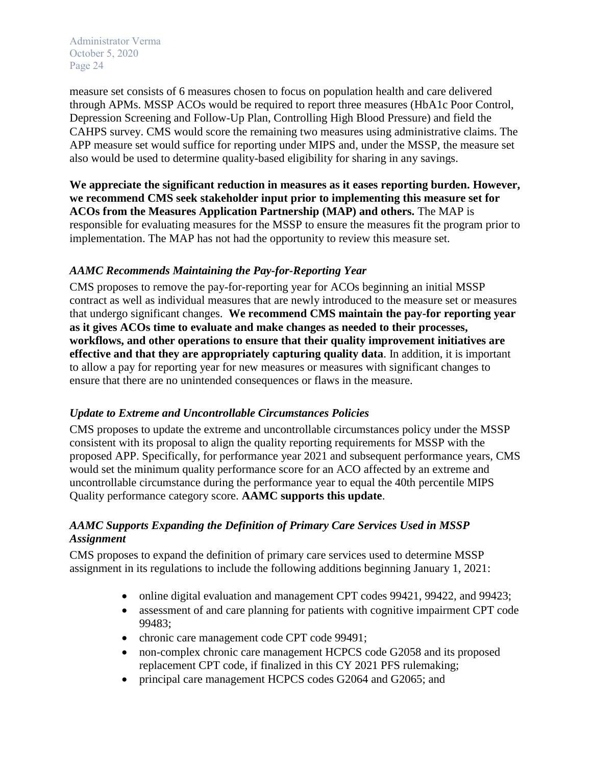measure set consists of 6 measures chosen to focus on population health and care delivered through APMs. MSSP ACOs would be required to report three measures (HbA1c Poor Control, Depression Screening and Follow-Up Plan, Controlling High Blood Pressure) and field the CAHPS survey. CMS would score the remaining two measures using administrative claims. The APP measure set would suffice for reporting under MIPS and, under the MSSP, the measure set also would be used to determine quality-based eligibility for sharing in any savings.

**We appreciate the significant reduction in measures as it eases reporting burden. However, we recommend CMS seek stakeholder input prior to implementing this measure set for ACOs from the Measures Application Partnership (MAP) and others.** The MAP is responsible for evaluating measures for the MSSP to ensure the measures fit the program prior to implementation. The MAP has not had the opportunity to review this measure set.

### *AAMC Recommends Maintaining the Pay-for-Reporting Year*

CMS proposes to remove the pay-for-reporting year for ACOs beginning an initial MSSP contract as well as individual measures that are newly introduced to the measure set or measures that undergo significant changes. **We recommend CMS maintain the pay-for reporting year as it gives ACOs time to evaluate and make changes as needed to their processes, workflows, and other operations to ensure that their quality improvement initiatives are effective and that they are appropriately capturing quality data**. In addition, it is important to allow a pay for reporting year for new measures or measures with significant changes to ensure that there are no unintended consequences or flaws in the measure.

### *Update to Extreme and Uncontrollable Circumstances Policies*

CMS proposes to update the extreme and uncontrollable circumstances policy under the MSSP consistent with its proposal to align the quality reporting requirements for MSSP with the proposed APP. Specifically, for performance year 2021 and subsequent performance years, CMS would set the minimum quality performance score for an ACO affected by an extreme and uncontrollable circumstance during the performance year to equal the 40th percentile MIPS Quality performance category score. **AAMC supports this update**.

### *AAMC Supports Expanding the Definition of Primary Care Services Used in MSSP Assignment*

CMS proposes to expand the definition of primary care services used to determine MSSP assignment in its regulations to include the following additions beginning January 1, 2021:

- online digital evaluation and management CPT codes 99421, 99422, and 99423;
- assessment of and care planning for patients with cognitive impairment CPT code 99483;
- chronic care management code CPT code 99491;
- non-complex chronic care management HCPCS code G2058 and its proposed replacement CPT code, if finalized in this CY 2021 PFS rulemaking;
- principal care management HCPCS codes G2064 and G2065; and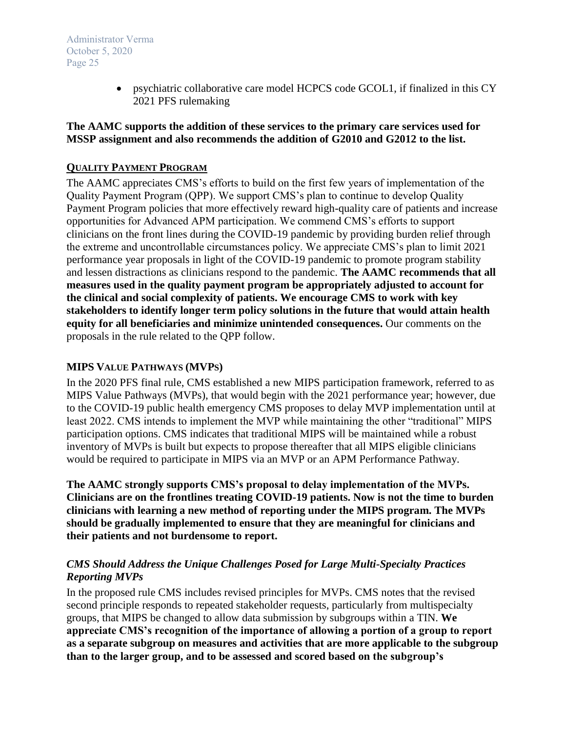- psychiatric collaborative care model HCPCS code GCOL1, if finalized in this CY 2021 PFS rulemaking

**The AAMC supports the addition of these services to the primary care services used for MSSP assignment and also recommends the addition of G2010 and G2012 to the list.**

## QUALITY PAYMENT PROGRAM

The AAMC appreciates CMS's efforts to build on the first few years of implementation of the Quality Payment Program (QPP). We support CMS's plan to continue to develop Quality Payment Program policies that more effectively reward high-quality care of patients and increase opportunities for Advanced APM participation. We commend CMS's efforts to support clinicians on the front lines during the COVID-19 pandemic by providing burden relief through the extreme and uncontrollable circumstances policy. We appreciate CMS's plan to limit 2021 performance year proposals in light of the COVID-19 pandemic to promote program stability and lessen distractions as clinicians respond to the pandemic. **The AAMC recommends that all measures used in the quality payment program be appropriately adjusted to account for the clinical and social complexity of patients. We encourage CMS to work with key stakeholders to identify longer term policy solutions in the future that would attain health equity for all beneficiaries and minimize unintended consequences.** Our comments on the proposals in the rule related to the QPP follow.

### MIPS VALUE PATHWAYS (MVPS)

In the 2020 PFS final rule, CMS established a new MIPS participation framework, referred to as MIPS Value Pathways (MVPs), that would begin with the 2021 performance year; however, due to the COVID-19 public health emergency CMS proposes to delay MVP implementation until at least 2022. CMS intends to implement the MVP while maintaining the other "traditional" MIPS participation options. CMS indicates that traditional MIPS will be maintained while a robust inventory of MVPs is built but expects to propose thereafter that all MIPS eligible clinicians would be required to participate in MIPS via an MVP or an APM Performance Pathway.

**The AAMC strongly supports CMS's proposal to delay implementation of the MVPs. Clinicians are on the frontlines treating COVID-19 patients. Now is not the time to burden clinicians with learning a new method of reporting under the MIPS program. The MVPs should be gradually implemented to ensure that they are meaningful for clinicians and their patients and not burdensome to report.**

#### *CMS Should Address the Unique Challenges Posed for Large Multi-Specialty Practices Reporting MVPs*

In the proposed rule CMS includes revised principles for MVPs. CMS notes that the revised second principle responds to repeated stakeholder requests, particularly from multispecialty groups, that MIPS be changed to allow data submission by subgroups within a TIN. **We appreciate CMS's recognition of the importance of allowing a portion of a group to report as a separate subgroup on measures and activities that are more applicable to the subgroup than to the larger group, and to be assessed and scored based on the subgroup's**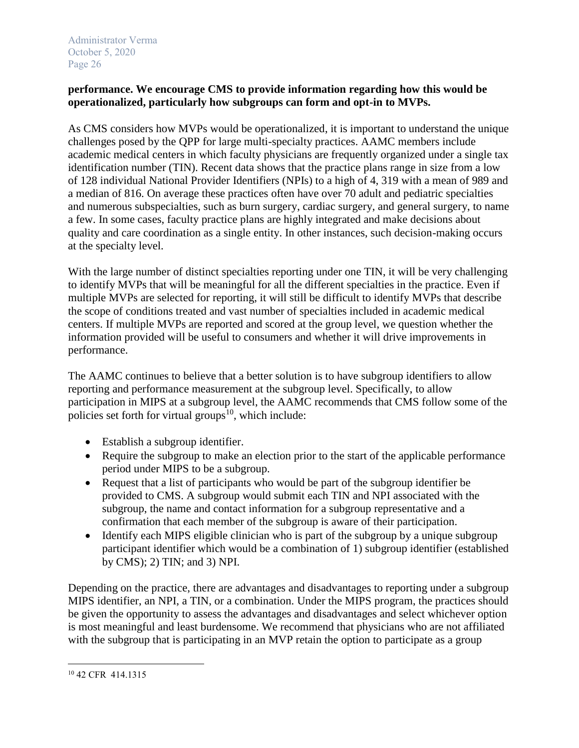**performance. We encourage CMS to provide information regarding how this would be operationalized, particularly how subgroups can form and opt-in to MVPs.**

As CMS considers how MVPs would be operationalized, it is important to understand the unique challenges posed by the QPP for large multi-specialty practices. AAMC members include academic medical centers in which faculty physicians are frequently organized under a single tax identification number (TIN). Recent data shows that the practice plans range in size from a low of 128 individual National Provider Identifiers (NPIs) to a high of 4, 319 with a mean of 989 and a median of 816. On average these practices often have over 70 adult and pediatric specialties and numerous subspecialties, such as burn surgery, cardiac surgery, and general surgery, to name a few. In some cases, faculty practice plans are highly integrated and make decisions about quality and care coordination as a single entity. In other instances, such decision-making occurs at the specialty level.

With the large number of distinct specialties reporting under one TIN, it will be very challenging to identify MVPs that will be meaningful for all the different specialties in the practice. Even if multiple MVPs are selected for reporting, it will still be difficult to identify MVPs that describe the scope of conditions treated and vast number of specialties included in academic medical centers. If multiple MVPs are reported and scored at the group level, we question whether the information provided will be useful to consumers and whether it will drive improvements in performance.

The AAMC continues to believe that a better solution is to have subgroup identifiers to allow reporting and performance measurement at the subgroup level. Specifically, to allow participation in MIPS at a subgroup level, the AAMC recommends that CMS follow some of the policies set forth for virtual groups[10], which include:

- Establish a subgroup identifier.
- Require the subgroup to make an election prior to the start of the applicable performance period under MIPS to be a subgroup.
- Request that a list of participants who would be part of the subgroup identifier be provided to CMS. A subgroup would submit each TIN and NPI associated with the subgroup, the name and contact information for a subgroup representative and a confirmation that each member of the subgroup is aware of their participation.
- Identify each MIPS eligible clinician who is part of the subgroup by a unique subgroup participant identifier which would be a combination of 1) subgroup identifier (established by CMS); 2) TIN; and 3) NPI.

Depending on the practice, there are advantages and disadvantages to reporting under a subgroup MIPS identifier, an NPI, a TIN, or a combination. Under the MIPS program, the practices should be given the opportunity to assess the advantages and disadvantages and select whichever option is most meaningful and least burdensome. We recommend that physicians who are not affiliated with the subgroup that is participating in an MVP retain the option to participate as a group

[10] 42 CFR 414.1315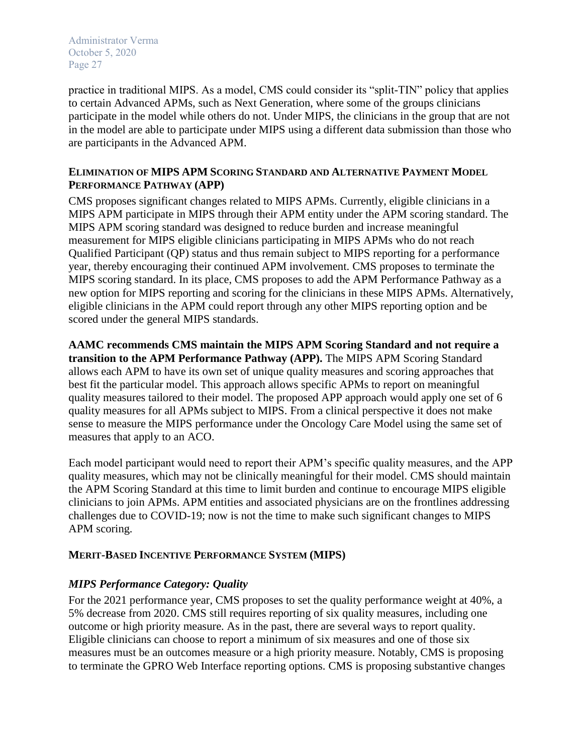practice in traditional MIPS. As a model, CMS could consider its "split-TIN" policy that applies to certain Advanced APMs, such as Next Generation, where some of the groups clinicians participate in the model while others do not. Under MIPS, the clinicians in the group that are not in the model are able to participate under MIPS using a different data submission than those who are participants in the Advanced APM.

### ELIMINATION OF MIPS APM SCORING STANDARD AND ALTERNATIVE PAYMENT MODEL PERFORMANCE PATHWAY (APP)

CMS proposes significant changes related to MIPS APMs. Currently, eligible clinicians in a MIPS APM participate in MIPS through their APM entity under the APM scoring standard. The MIPS APM scoring standard was designed to reduce burden and increase meaningful measurement for MIPS eligible clinicians participating in MIPS APMs who do not reach Qualified Participant (QP) status and thus remain subject to MIPS reporting for a performance year, thereby encouraging their continued APM involvement. CMS proposes to terminate the MIPS scoring standard. In its place, CMS proposes to add the APM Performance Pathway as a new option for MIPS reporting and scoring for the clinicians in these MIPS APMs. Alternatively, eligible clinicians in the APM could report through any other MIPS reporting option and be scored under the general MIPS standards.

**AAMC recommends CMS maintain the MIPS APM Scoring Standard and not require a transition to the APM Performance Pathway (APP).** The MIPS APM Scoring Standard allows each APM to have its own set of unique quality measures and scoring approaches that best fit the particular model. This approach allows specific APMs to report on meaningful quality measures tailored to their model. The proposed APP approach would apply one set of 6 quality measures for all APMs subject to MIPS. From a clinical perspective it does not make sense to measure the MIPS performance under the Oncology Care Model using the same set of measures that apply to an ACO.

Each model participant would need to report their APM's specific quality measures, and the APP quality measures, which may not be clinically meaningful for their model. CMS should maintain the APM Scoring Standard at this time to limit burden and continue to encourage MIPS eligible clinicians to join APMs. APM entities and associated physicians are on the frontlines addressing challenges due to COVID-19; now is not the time to make such significant changes to MIPS APM scoring.

### MERIT-BASED INCENTIVE PERFORMANCE SYSTEM (MIPS)

#### *MIPS Performance Category: Quality*

For the 2021 performance year, CMS proposes to set the quality performance weight at 40%, a 5% decrease from 2020. CMS still requires reporting of six quality measures, including one outcome or high priority measure. As in the past, there are several ways to report quality. Eligible clinicians can choose to report a minimum of six measures and one of those six measures must be an outcomes measure or a high priority measure. Notably, CMS is proposing to terminate the GPRO Web Interface reporting options. CMS is proposing substantive changes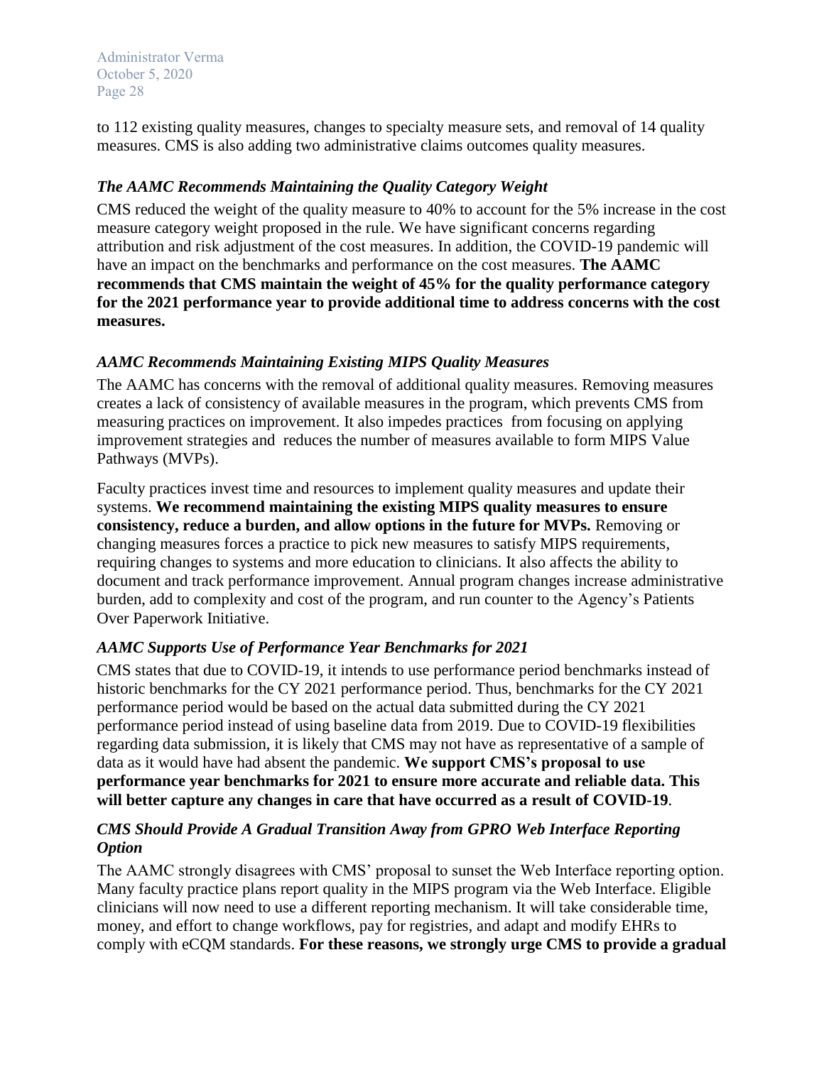to 112 existing quality measures, changes to specialty measure sets, and removal of 14 quality measures. CMS is also adding two administrative claims outcomes quality measures.

### *The AAMC Recommends Maintaining the Quality Category Weight*

CMS reduced the weight of the quality measure to 40% to account for the 5% increase in the cost measure category weight proposed in the rule. We have significant concerns regarding attribution and risk adjustment of the cost measures. In addition, the COVID-19 pandemic will have an impact on the benchmarks and performance on the cost measures. **The AAMC recommends that CMS maintain the weight of 45% for the quality performance category for the 2021 performance year to provide additional time to address concerns with the cost measures.**

### *AAMC Recommends Maintaining Existing MIPS Quality Measures*

The AAMC has concerns with the removal of additional quality measures. Removing measures creates a lack of consistency of available measures in the program, which prevents CMS from measuring practices on improvement. It also impedes practices from focusing on applying improvement strategies and reduces the number of measures available to form MIPS Value Pathways (MVPs).

Faculty practices invest time and resources to implement quality measures and update their systems. **We recommend maintaining the existing MIPS quality measures to ensure consistency, reduce a burden, and allow options in the future for MVPs.** Removing or changing measures forces a practice to pick new measures to satisfy MIPS requirements, requiring changes to systems and more education to clinicians. It also affects the ability to document and track performance improvement. Annual program changes increase administrative burden, add to complexity and cost of the program, and run counter to the Agency's Patients Over Paperwork Initiative.

### *AAMC Supports Use of Performance Year Benchmarks for 2021*

CMS states that due to COVID-19, it intends to use performance period benchmarks instead of historic benchmarks for the CY 2021 performance period. Thus, benchmarks for the CY 2021 performance period would be based on the actual data submitted during the CY 2021 performance period instead of using baseline data from 2019. Due to COVID-19 flexibilities regarding data submission, it is likely that CMS may not have as representative of a sample of data as it would have had absent the pandemic. **We support CMS's proposal to use performance year benchmarks for 2021 to ensure more accurate and reliable data. This will better capture any changes in care that have occurred as a result of COVID-19**.

### *CMS Should Provide A Gradual Transition Away from GPRO Web Interface Reporting Option*

The AAMC strongly disagrees with CMS' proposal to sunset the Web Interface reporting option. Many faculty practice plans report quality in the MIPS program via the Web Interface. Eligible clinicians will now need to use a different reporting mechanism. It will take considerable time, money, and effort to change workflows, pay for registries, and adapt and modify EHRs to comply with eCQM standards. **For these reasons, we strongly urge CMS to provide a gradual**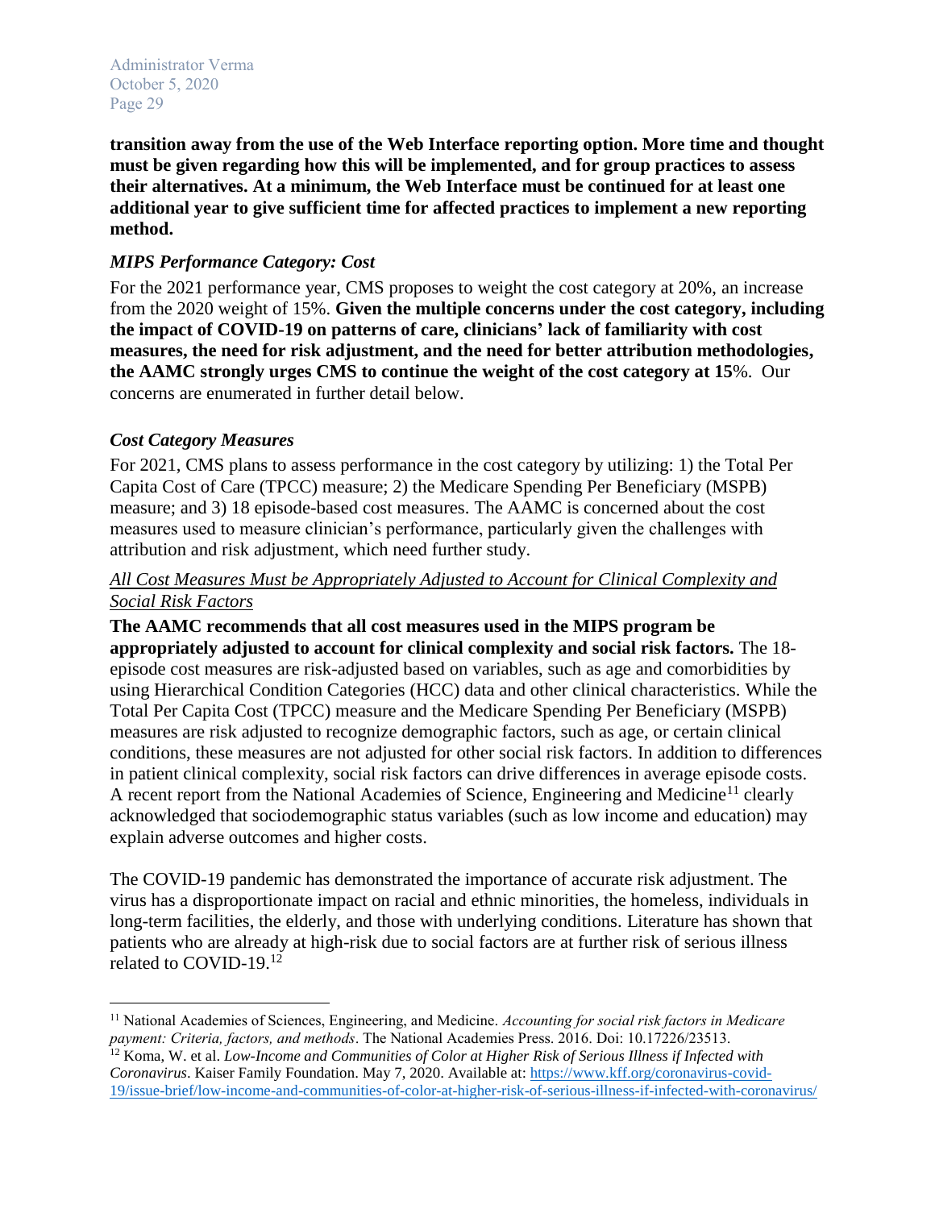**transition away from the use of the Web Interface reporting option. More time and thought must be given regarding how this will be implemented, and for group practices to assess their alternatives. At a minimum, the Web Interface must be continued for at least one additional year to give sufficient time for affected practices to implement a new reporting method.**

### *MIPS Performance Category: Cost*

For the 2021 performance year, CMS proposes to weight the cost category at 20%, an increase from the 2020 weight of 15%. **Given the multiple concerns under the cost category, including the impact of COVID-19 on patterns of care, clinicians' lack of familiarity with cost measures, the need for risk adjustment, and the need for better attribution methodologies, the AAMC strongly urges CMS to continue the weight of the cost category at 15**%. Our concerns are enumerated in further detail below.

### *Cost Category Measures*

For 2021, CMS plans to assess performance in the cost category by utilizing: 1) the Total Per Capita Cost of Care (TPCC) measure; 2) the Medicare Spending Per Beneficiary (MSPB) measure; and 3) 18 episode-based cost measures. The AAMC is concerned about the cost measures used to measure clinician's performance, particularly given the challenges with attribution and risk adjustment, which need further study.

#### *All Cost Measures Must be Appropriately Adjusted to Account for Clinical Complexity and Social Risk Factors*

**The AAMC recommends that all cost measures used in the MIPS program be appropriately adjusted to account for clinical complexity and social risk factors.** The 18-episode cost measures are risk-adjusted based on variables, such as age and comorbidities by using Hierarchical Condition Categories (HCC) data and other clinical characteristics. While the Total Per Capita Cost (TPCC) measure and the Medicare Spending Per Beneficiary (MSPB) measures are risk adjusted to recognize demographic factors, such as age, or certain clinical conditions, these measures are not adjusted for other social risk factors. In addition to differences in patient clinical complexity, social risk factors can drive differences in average episode costs. A recent report from the National Academies of Science, Engineering and Medicine[11] clearly acknowledged that sociodemographic status variables (such as low income and education) may explain adverse outcomes and higher costs.

The COVID-19 pandemic has demonstrated the importance of accurate risk adjustment. The virus has a disproportionate impact on racial and ethnic minorities, the homeless, individuals in long-term facilities, the elderly, and those with underlying conditions. Literature has shown that patients who are already at high-risk due to social factors are at further risk of serious illness related to COVID-19.[12]

---

[11] National Academies of Sciences, Engineering, and Medicine. *Accounting for social risk factors in Medicare payment: Criteria, factors, and methods*. The National Academies Press. 2016. Doi: 10.17226/23513.

[12] Koma, W. et al. *Low-Income and Communities of Color at Higher Risk of Serious Illness if Infected with Coronavirus*. Kaiser Family Foundation. May 7, 2020. Available at: https://www.kff.org/coronavirus-covid-19/issue-brief/low-income-and-communities-of-color-at-higher-risk-of-serious-illness-if-infected-with-coronavirus/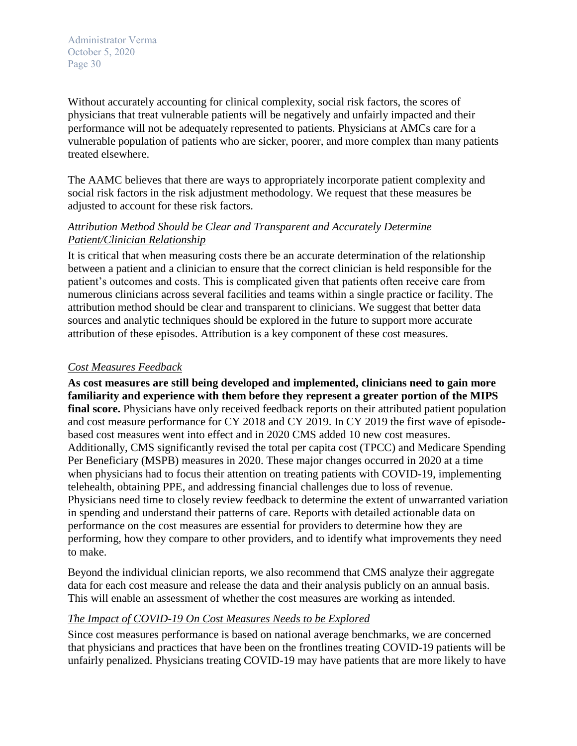Without accurately accounting for clinical complexity, social risk factors, the scores of physicians that treat vulnerable patients will be negatively and unfairly impacted and their performance will not be adequately represented to patients. Physicians at AMCs care for a vulnerable population of patients who are sicker, poorer, and more complex than many patients treated elsewhere.

The AAMC believes that there are ways to appropriately incorporate patient complexity and social risk factors in the risk adjustment methodology. We request that these measures be adjusted to account for these risk factors.

*Attribution Method Should be Clear and Transparent and Accurately Determine Patient/Clinician Relationship*

It is critical that when measuring costs there be an accurate determination of the relationship between a patient and a clinician to ensure that the correct clinician is held responsible for the patient's outcomes and costs. This is complicated given that patients often receive care from numerous clinicians across several facilities and teams within a single practice or facility. The attribution method should be clear and transparent to clinicians. We suggest that better data sources and analytic techniques should be explored in the future to support more accurate attribution of these episodes. Attribution is a key component of these cost measures.

*Cost Measures Feedback*

**As cost measures are still being developed and implemented, clinicians need to gain more familiarity and experience with them before they represent a greater portion of the MIPS final score.** Physicians have only received feedback reports on their attributed patient population and cost measure performance for CY 2018 and CY 2019. In CY 2019 the first wave of episode-based cost measures went into effect and in 2020 CMS added 10 new cost measures. Additionally, CMS significantly revised the total per capita cost (TPCC) and Medicare Spending Per Beneficiary (MSPB) measures in 2020. These major changes occurred in 2020 at a time when physicians had to focus their attention on treating patients with COVID-19, implementing telehealth, obtaining PPE, and addressing financial challenges due to loss of revenue. Physicians need time to closely review feedback to determine the extent of unwarranted variation in spending and understand their patterns of care. Reports with detailed actionable data on performance on the cost measures are essential for providers to determine how they are performing, how they compare to other providers, and to identify what improvements they need to make.

Beyond the individual clinician reports, we also recommend that CMS analyze their aggregate data for each cost measure and release the data and their analysis publicly on an annual basis. This will enable an assessment of whether the cost measures are working as intended.

*The Impact of COVID-19 On Cost Measures Needs to be Explored*

Since cost measures performance is based on national average benchmarks, we are concerned that physicians and practices that have been on the frontlines treating COVID-19 patients will be unfairly penalized. Physicians treating COVID-19 may have patients that are more likely to have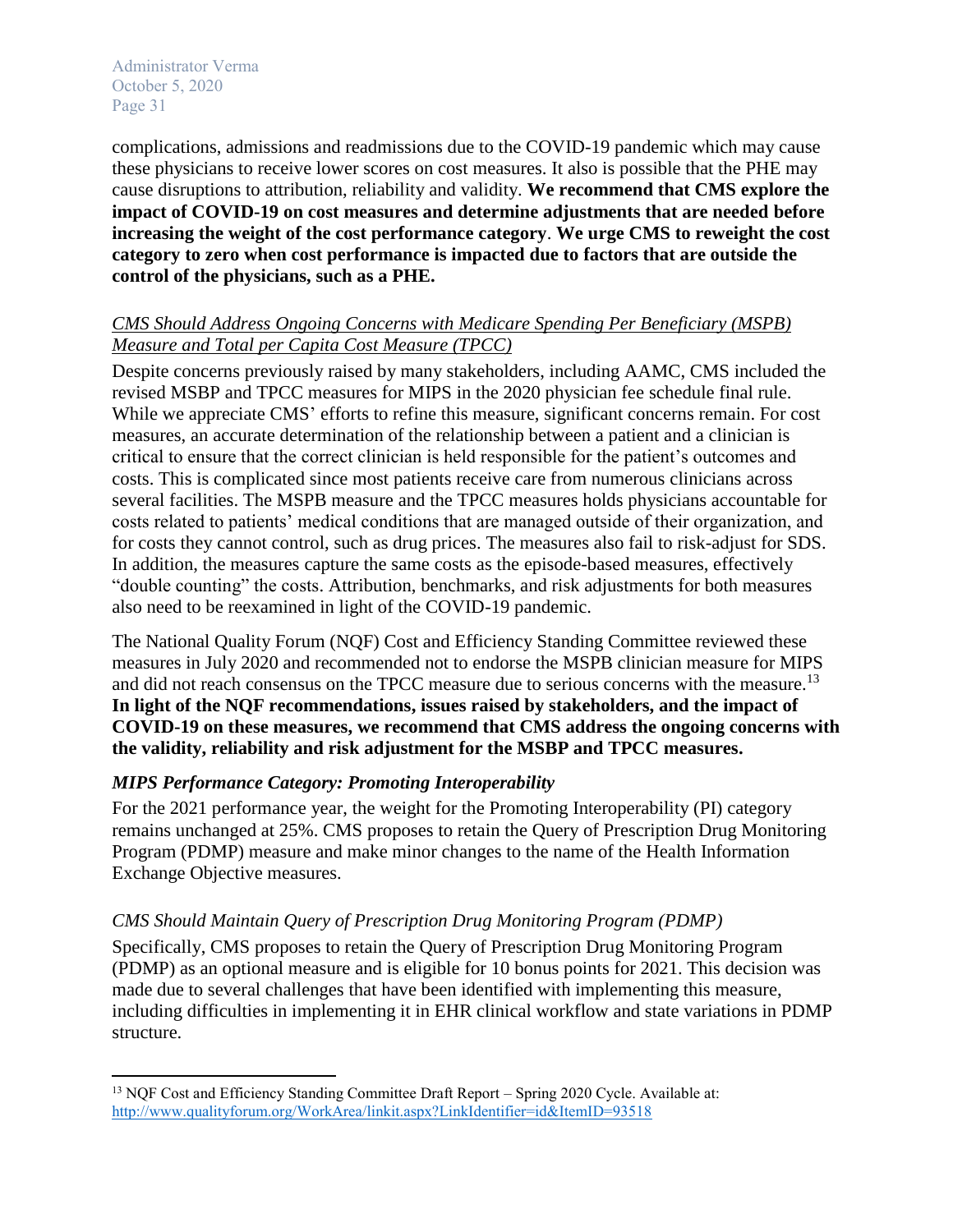complications, admissions and readmissions due to the COVID-19 pandemic which may cause these physicians to receive lower scores on cost measures. It also is possible that the PHE may cause disruptions to attribution, reliability and validity. **We recommend that CMS explore the impact of COVID-19 on cost measures and determine adjustments that are needed before increasing the weight of the cost performance category**. **We urge CMS to reweight the cost category to zero when cost performance is impacted due to factors that are outside the control of the physicians, such as a PHE.**

*CMS Should Address Ongoing Concerns with Medicare Spending Per Beneficiary (MSPB) Measure and Total per Capita Cost Measure (TPCC)*

Despite concerns previously raised by many stakeholders, including AAMC, CMS included the revised MSBP and TPCC measures for MIPS in the 2020 physician fee schedule final rule. While we appreciate CMS' efforts to refine this measure, significant concerns remain. For cost measures, an accurate determination of the relationship between a patient and a clinician is critical to ensure that the correct clinician is held responsible for the patient's outcomes and costs. This is complicated since most patients receive care from numerous clinicians across several facilities. The MSPB measure and the TPCC measures holds physicians accountable for costs related to patients' medical conditions that are managed outside of their organization, and for costs they cannot control, such as drug prices. The measures also fail to risk-adjust for SDS. In addition, the measures capture the same costs as the episode-based measures, effectively "double counting" the costs. Attribution, benchmarks, and risk adjustments for both measures also need to be reexamined in light of the COVID-19 pandemic.

The National Quality Forum (NQF) Cost and Efficiency Standing Committee reviewed these measures in July 2020 and recommended not to endorse the MSPB clinician measure for MIPS and did not reach consensus on the TPCC measure due to serious concerns with the measure.[13] **In light of the NQF recommendations, issues raised by stakeholders, and the impact of COVID-19 on these measures, we recommend that CMS address the ongoing concerns with the validity, reliability and risk adjustment for the MSBP and TPCC measures.**

### *MIPS Performance Category: Promoting Interoperability*

For the 2021 performance year, the weight for the Promoting Interoperability (PI) category remains unchanged at 25%. CMS proposes to retain the Query of Prescription Drug Monitoring Program (PDMP) measure and make minor changes to the name of the Health Information Exchange Objective measures.

*CMS Should Maintain Query of Prescription Drug Monitoring Program (PDMP)*

Specifically, CMS proposes to retain the Query of Prescription Drug Monitoring Program (PDMP) as an optional measure and is eligible for 10 bonus points for 2021. This decision was made due to several challenges that have been identified with implementing this measure, including difficulties in implementing it in EHR clinical workflow and state variations in PDMP structure.

---

[13] NQF Cost and Efficiency Standing Committee Draft Report – Spring 2020 Cycle. Available at: http://www.qualityforum.org/WorkArea/linkit.aspx?LinkIdentifier=id&ItemID=93518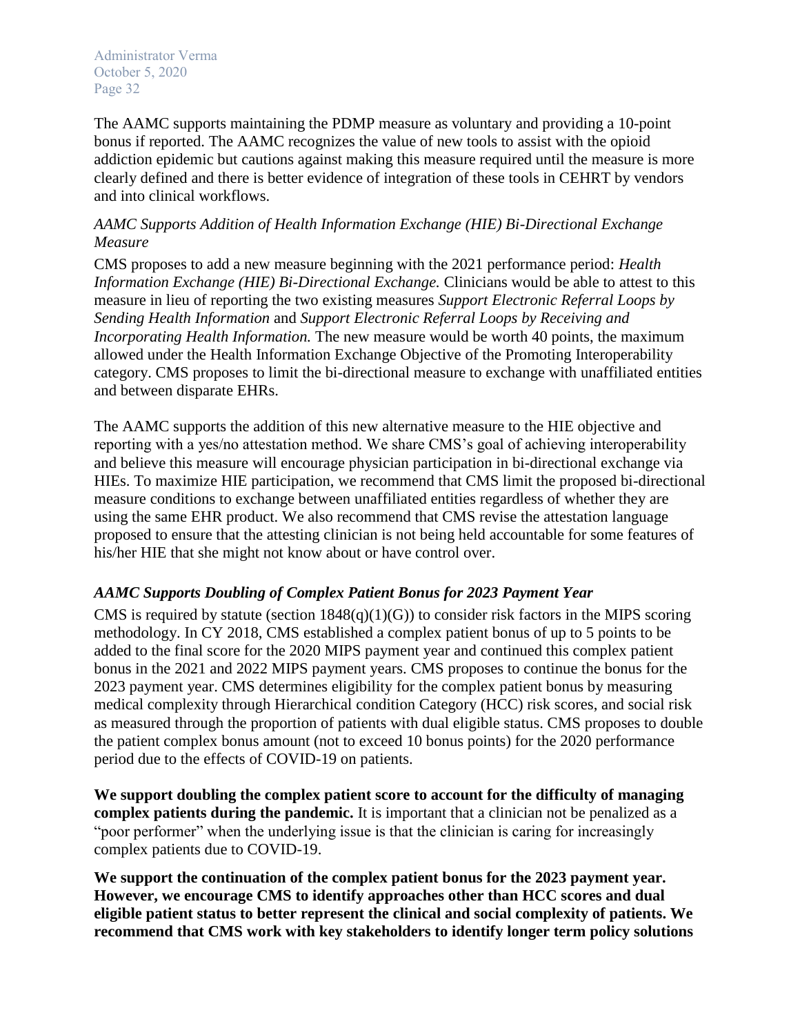The AAMC supports maintaining the PDMP measure as voluntary and providing a 10-point bonus if reported. The AAMC recognizes the value of new tools to assist with the opioid addiction epidemic but cautions against making this measure required until the measure is more clearly defined and there is better evidence of integration of these tools in CEHRT by vendors and into clinical workflows.

*AAMC Supports Addition of Health Information Exchange (HIE) Bi-Directional Exchange Measure*

CMS proposes to add a new measure beginning with the 2021 performance period: *Health Information Exchange (HIE) Bi-Directional Exchange.* Clinicians would be able to attest to this measure in lieu of reporting the two existing measures *Support Electronic Referral Loops by Sending Health Information* and *Support Electronic Referral Loops by Receiving and Incorporating Health Information.* The new measure would be worth 40 points, the maximum allowed under the Health Information Exchange Objective of the Promoting Interoperability category. CMS proposes to limit the bi-directional measure to exchange with unaffiliated entities and between disparate EHRs.

The AAMC supports the addition of this new alternative measure to the HIE objective and reporting with a yes/no attestation method. We share CMS's goal of achieving interoperability and believe this measure will encourage physician participation in bi-directional exchange via HIEs. To maximize HIE participation, we recommend that CMS limit the proposed bi-directional measure conditions to exchange between unaffiliated entities regardless of whether they are using the same EHR product. We also recommend that CMS revise the attestation language proposed to ensure that the attesting clinician is not being held accountable for some features of his/her HIE that she might not know about or have control over.

***AAMC Supports Doubling of Complex Patient Bonus for 2023 Payment Year***

CMS is required by statute (section 1848(q)(1)(G)) to consider risk factors in the MIPS scoring methodology. In CY 2018, CMS established a complex patient bonus of up to 5 points to be added to the final score for the 2020 MIPS payment year and continued this complex patient bonus in the 2021 and 2022 MIPS payment years. CMS proposes to continue the bonus for the 2023 payment year. CMS determines eligibility for the complex patient bonus by measuring medical complexity through Hierarchical condition Category (HCC) risk scores, and social risk as measured through the proportion of patients with dual eligible status. CMS proposes to double the patient complex bonus amount (not to exceed 10 bonus points) for the 2020 performance period due to the effects of COVID-19 on patients.

**We support doubling the complex patient score to account for the difficulty of managing complex patients during the pandemic.** It is important that a clinician not be penalized as a "poor performer" when the underlying issue is that the clinician is caring for increasingly complex patients due to COVID-19.

**We support the continuation of the complex patient bonus for the 2023 payment year. However, we encourage CMS to identify approaches other than HCC scores and dual eligible patient status to better represent the clinical and social complexity of patients. We recommend that CMS work with key stakeholders to identify longer term policy solutions**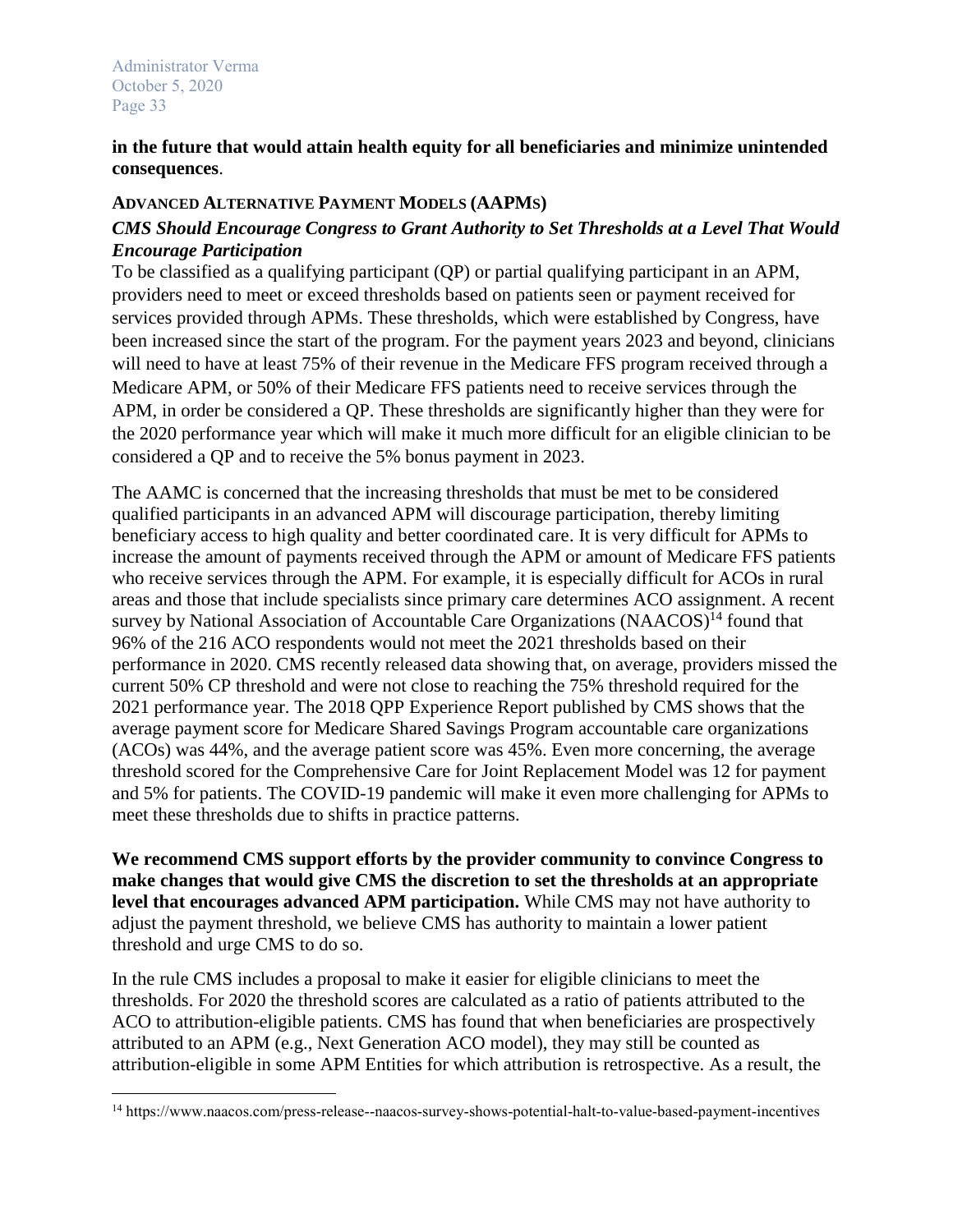**in the future that would attain health equity for all beneficiaries and minimize unintended consequences**.

## ADVANCED ALTERNATIVE PAYMENT MODELS (AAPMS)

### *CMS Should Encourage Congress to Grant Authority to Set Thresholds at a Level That Would Encourage Participation*

To be classified as a qualifying participant (QP) or partial qualifying participant in an APM, providers need to meet or exceed thresholds based on patients seen or payment received for services provided through APMs. These thresholds, which were established by Congress, have been increased since the start of the program. For the payment years 2023 and beyond, clinicians will need to have at least 75% of their revenue in the Medicare FFS program received through a Medicare APM, or 50% of their Medicare FFS patients need to receive services through the APM, in order be considered a QP. These thresholds are significantly higher than they were for the 2020 performance year which will make it much more difficult for an eligible clinician to be considered a QP and to receive the 5% bonus payment in 2023.

The AAMC is concerned that the increasing thresholds that must be met to be considered qualified participants in an advanced APM will discourage participation, thereby limiting beneficiary access to high quality and better coordinated care. It is very difficult for APMs to increase the amount of payments received through the APM or amount of Medicare FFS patients who receive services through the APM. For example, it is especially difficult for ACOs in rural areas and those that include specialists since primary care determines ACO assignment. A recent survey by National Association of Accountable Care Organizations (NAACOS)[14] found that 96% of the 216 ACO respondents would not meet the 2021 thresholds based on their performance in 2020. CMS recently released data showing that, on average, providers missed the current 50% CP threshold and were not close to reaching the 75% threshold required for the 2021 performance year. The 2018 QPP Experience Report published by CMS shows that the average payment score for Medicare Shared Savings Program accountable care organizations (ACOs) was 44%, and the average patient score was 45%. Even more concerning, the average threshold scored for the Comprehensive Care for Joint Replacement Model was 12 for payment and 5% for patients. The COVID-19 pandemic will make it even more challenging for APMs to meet these thresholds due to shifts in practice patterns.

**We recommend CMS support efforts by the provider community to convince Congress to make changes that would give CMS the discretion to set the thresholds at an appropriate level that encourages advanced APM participation.** While CMS may not have authority to adjust the payment threshold, we believe CMS has authority to maintain a lower patient threshold and urge CMS to do so.

In the rule CMS includes a proposal to make it easier for eligible clinicians to meet the thresholds. For 2020 the threshold scores are calculated as a ratio of patients attributed to the ACO to attribution-eligible patients. CMS has found that when beneficiaries are prospectively attributed to an APM (e.g., Next Generation ACO model), they may still be counted as attribution-eligible in some APM Entities for which attribution is retrospective. As a result, the

---

[14] https://www.naacos.com/press-release--naacos-survey-shows-potential-halt-to-value-based-payment-incentives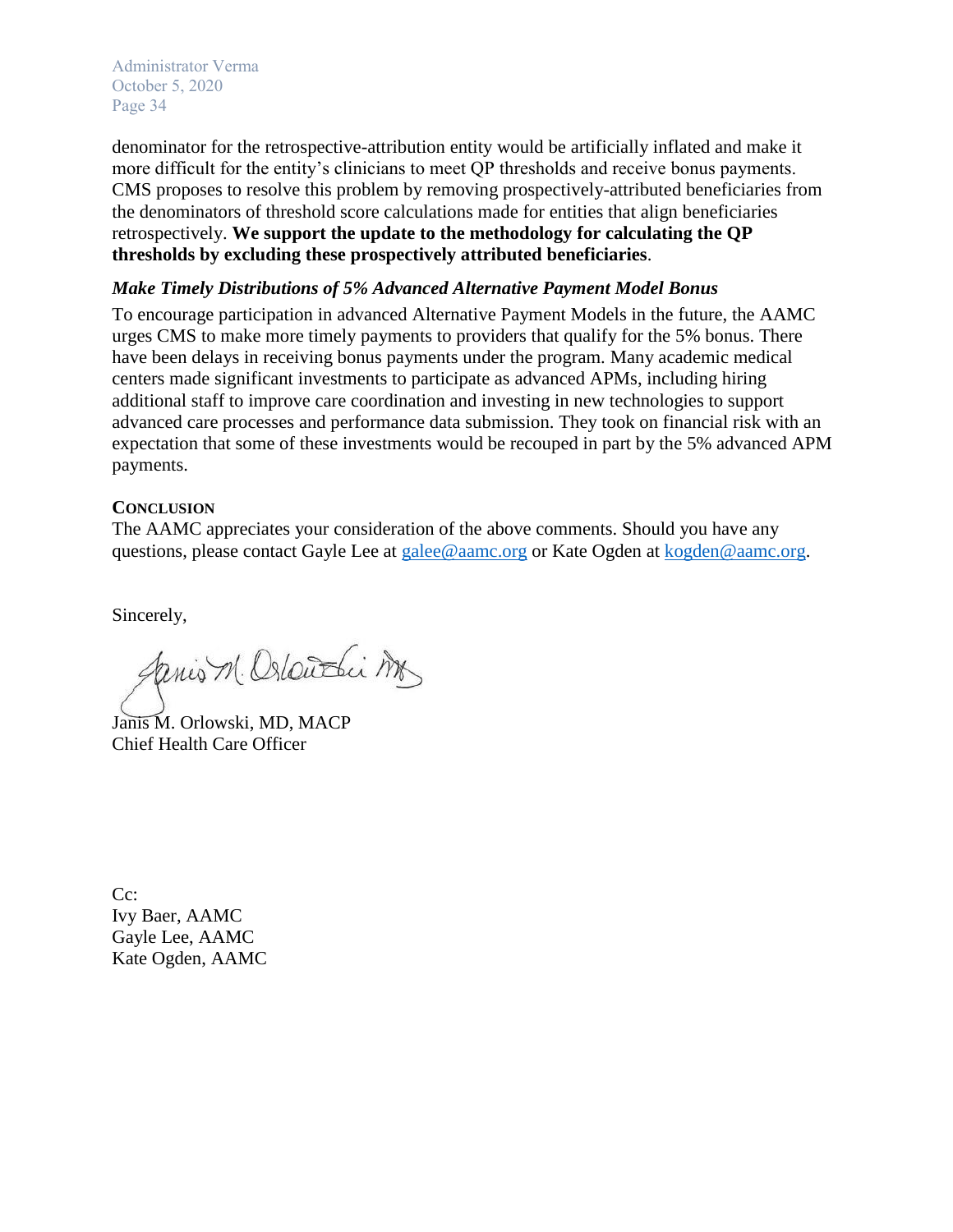denominator for the retrospective-attribution entity would be artificially inflated and make it more difficult for the entity's clinicians to meet QP thresholds and receive bonus payments. CMS proposes to resolve this problem by removing prospectively-attributed beneficiaries from the denominators of threshold score calculations made for entities that align beneficiaries retrospectively. **We support the update to the methodology for calculating the QP thresholds by excluding these prospectively attributed beneficiaries**.

### *Make Timely Distributions of 5% Advanced Alternative Payment Model Bonus*

To encourage participation in advanced Alternative Payment Models in the future, the AAMC urges CMS to make more timely payments to providers that qualify for the 5% bonus. There have been delays in receiving bonus payments under the program. Many academic medical centers made significant investments to participate as advanced APMs, including hiring additional staff to improve care coordination and investing in new technologies to support advanced care processes and performance data submission. They took on financial risk with an expectation that some of these investments would be recouped in part by the 5% advanced APM payments.

## CONCLUSION

The AAMC appreciates your consideration of the above comments. Should you have any questions, please contact Gayle Lee at galee@aamc.org or Kate Ogden at kogden@aamc.org.

Sincerely,

Janis M. Orlowski, MD, MACP
Chief Health Care Officer

Cc:
Ivy Baer, AAMC
Gayle Lee, AAMC
Kate Ogden, AAMC